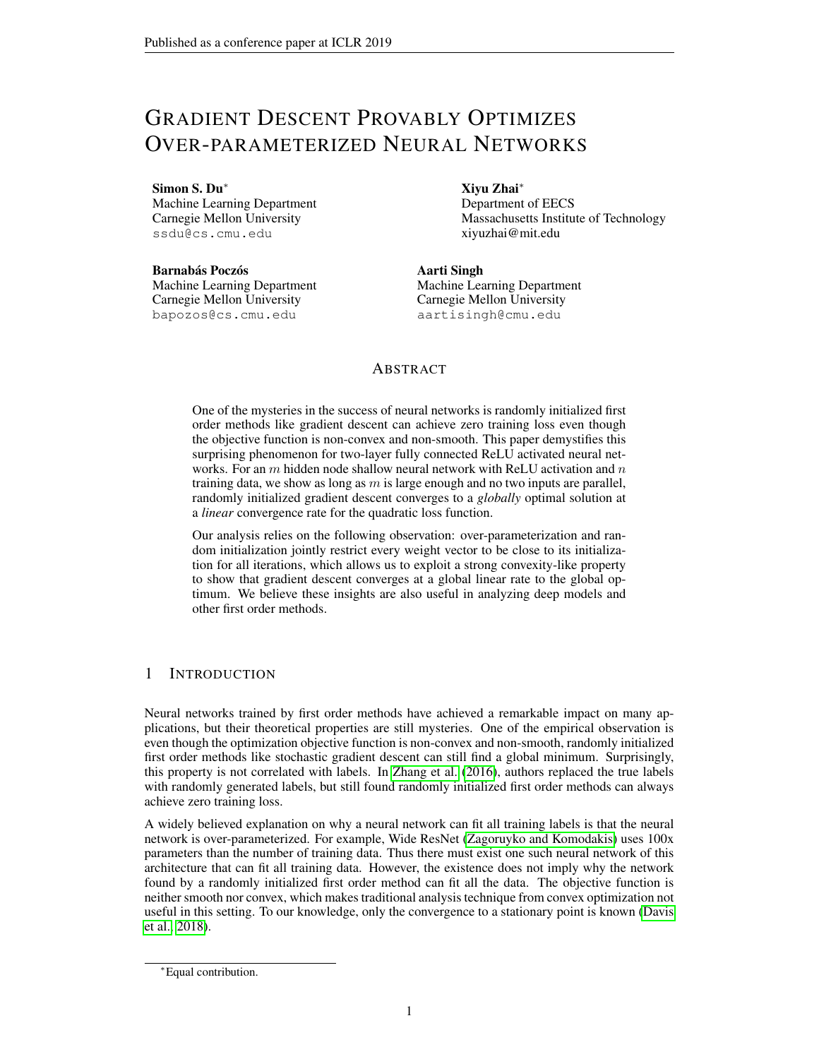# GRADIENT DESCENT PROVABLY OPTIMIZES OVER-PARAMETERIZED NEURAL NETWORKS

**Simon S. Du***
Machine Learning Department
Carnegie Mellon University
ssdu@cs.cmu.edu

**Xiyu Zhai***
Department of EECS
Massachusetts Institute of Technology
xiyuzhai@mit.edu

**Barnabás Poczós**
Machine Learning Department
Carnegie Mellon University
bapozos@cs.cmu.edu

**Aarti Singh**
Machine Learning Department
Carnegie Mellon University
aartisingh@cmu.edu

## ABSTRACT

One of the mysteries in the success of neural networks is randomly initialized first order methods like gradient descent can achieve zero training loss even though the objective function is non-convex and non-smooth. This paper demystifies this surprising phenomenon for two-layer fully connected ReLU activated neural networks. For an $m$ hidden node shallow neural network with ReLU activation and $n$ training data, we show as long as $m$ is large enough and no two inputs are parallel, randomly initialized gradient descent converges to a *globally* optimal solution at a *linear* convergence rate for the quadratic loss function.

Our analysis relies on the following observation: over-parameterization and random initialization jointly restrict every weight vector to be close to its initialization for all iterations, which allows us to exploit a strong convexity-like property to show that gradient descent converges at a global linear rate to the global optimum. We believe these insights are also useful in analyzing deep models and other first order methods.

## 1 INTRODUCTION

Neural networks trained by first order methods have achieved a remarkable impact on many applications, but their theoretical properties are still mysteries. One of the empirical observation is even though the optimization objective function is non-convex and non-smooth, randomly initialized first order methods like stochastic gradient descent can still find a global minimum. Surprisingly, this property is not correlated with labels. In Zhang et al. (2016), authors replaced the true labels with randomly generated labels, but still found randomly initialized first order methods can always achieve zero training loss.

A widely believed explanation on why a neural network can fit all training labels is that the neural network is over-parameterized. For example, Wide ResNet (Zagoruyko and Komodakis) uses 100x parameters than the number of training data. Thus there must exist one such neural network of this architecture that can fit all training data. However, the existence does not imply why the network found by a randomly initialized first order method can fit all the data. The objective function is neither smooth nor convex, which makes traditional analysis technique from convex optimization not useful in this setting. To our knowledge, only the convergence to a stationary point is known (Davis et al., 2018).

*Equal contribution.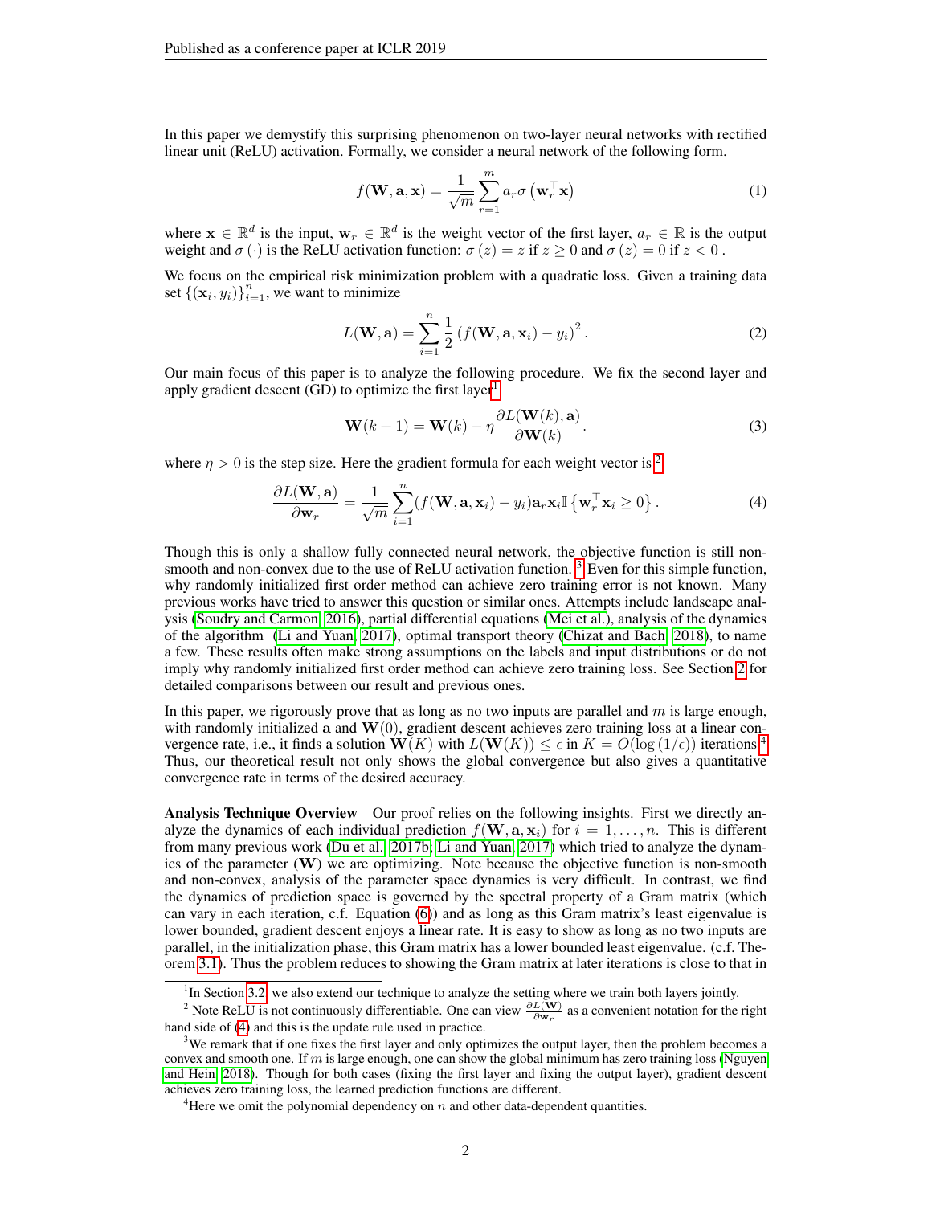In this paper we demystify this surprising phenomenon on two-layer neural networks with rectified linear unit (ReLU) activation. Formally, we consider a neural network of the following form.

$$f(\mathbf{W}, \mathbf{a}, \mathbf{x}) = \frac{1}{\sqrt{m}} \sum_{r=1}^{m} a_r \sigma\left(\mathbf{w}_r^\top \mathbf{x}\right) \tag{1}$$

where $\mathbf{x} \in \mathbb{R}^d$ is the input, $\mathbf{w}_r \in \mathbb{R}^d$ is the weight vector of the first layer, $a_r \in \mathbb{R}$ is the output weight and $\sigma(\cdot)$ is the ReLU activation function: $\sigma(z) = z$ if $z \geq 0$ and $\sigma(z) = 0$ if $z < 0$.

We focus on the empirical risk minimization problem with a quadratic loss. Given a training data set $\{(\mathbf{x}_i, y_i)\}_{i=1}^n$, we want to minimize

$$L(\mathbf{W}, \mathbf{a}) = \sum_{i=1}^{n} \frac{1}{2} \left(f(\mathbf{W}, \mathbf{a}, \mathbf{x}_i) - y_i\right)^2. \tag{2}$$

Our main focus of this paper is to analyze the following procedure. We fix the second layer and apply gradient descent (GD) to optimize the first layer[1]

$$\mathbf{W}(k+1) = \mathbf{W}(k) - \eta \frac{\partial L(\mathbf{W}(k), \mathbf{a})}{\partial \mathbf{W}(k)}. \tag{3}$$

where $\eta > 0$ is the step size. Here the gradient formula for each weight vector is[2]

$$\frac{\partial L(\mathbf{W}, \mathbf{a})}{\partial \mathbf{w}_r} = \frac{1}{\sqrt{m}} \sum_{i=1}^{n} (f(\mathbf{W}, \mathbf{a}, \mathbf{x}_i) - y_i) \mathbf{a}_r \mathbf{x}_i \mathbb{I}\left\{\mathbf{w}_r^\top \mathbf{x}_i \geq 0\right\}. \tag{4}$$

Though this is only a shallow fully connected neural network, the objective function is still non-smooth and non-convex due to the use of ReLU activation function. [3] Even for this simple function, why randomly initialized first order method can achieve zero training error is not known. Many previous works have tried to answer this question or similar ones. Attempts include landscape analysis (Soudry and Carmon, 2016), partial differential equations (Mei et al.), analysis of the dynamics of the algorithm (Li and Yuan, 2017), optimal transport theory (Chizat and Bach, 2018), to name a few. These results often make strong assumptions on the labels and input distributions or do not imply why randomly initialized first order method can achieve zero training loss. See Section 2 for detailed comparisons between our result and previous ones.

In this paper, we rigorously prove that as long as no two inputs are parallel and $m$ is large enough, with randomly initialized $\mathbf{a}$ and $\mathbf{W}(0)$, gradient descent achieves zero training loss at a linear convergence rate, i.e., it finds a solution $\mathbf{W}(K)$ with $L(\mathbf{W}(K)) \leq \epsilon$ in $K = O(\log(1/\epsilon))$ iterations.[4] Thus, our theoretical result not only shows the global convergence but also gives a quantitative convergence rate in terms of the desired accuracy.

**Analysis Technique Overview** Our proof relies on the following insights. First we directly analyze the dynamics of each individual prediction $f(\mathbf{W}, \mathbf{a}, \mathbf{x}_i)$ for $i = 1, \ldots, n$. This is different from many previous work (Du et al., 2017b; Li and Yuan, 2017) which tried to analyze the dynamics of the parameter ($\mathbf{W}$) we are optimizing. Note because the objective function is non-smooth and non-convex, analysis of the parameter space dynamics is very difficult. In contrast, we find the dynamics of prediction space is governed by the spectral property of a Gram matrix (which can vary in each iteration, c.f. Equation (6)) and as long as this Gram matrix's least eigenvalue is lower bounded, gradient descent enjoys a linear rate. It is easy to show as long as no two inputs are parallel, in the initialization phase, this Gram matrix has a lower bounded least eigenvalue. (c.f. Theorem 3.1). Thus the problem reduces to showing the Gram matrix at later iterations is close to that in

[1] In Section 3.2, we also extend our technique to analyze the setting where we train both layers jointly.

[2] Note ReLU is not continuously differentiable. One can view $\frac{\partial L(\mathbf{W})}{\partial \mathbf{w}_r}$ as a convenient notation for the right hand side of (4) and this is the update rule used in practice.

[3] We remark that if one fixes the first layer and only optimizes the output layer, then the problem becomes a convex and smooth one. If $m$ is large enough, one can show the global minimum has zero training loss (Nguyen and Hein, 2018). Though for both cases (fixing the first layer and fixing the output layer), gradient descent achieves zero training loss, the learned prediction functions are different.

[4] Here we omit the polynomial dependency on $n$ and other data-dependent quantities.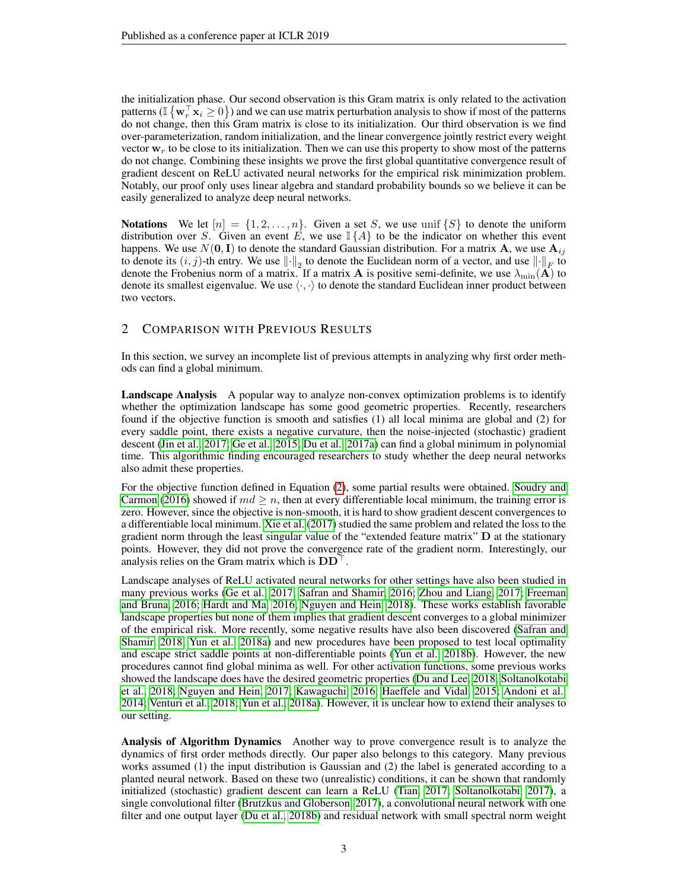the initialization phase. Our second observation is this Gram matrix is only related to the activation patterns ($\mathbb{I}\left\{\mathbf{w}_r^\top \mathbf{x}_i \geq 0\right\}$) and we can use matrix perturbation analysis to show if most of the patterns do not change, then this Gram matrix is close to its initialization. Our third observation is we find over-parameterization, random initialization, and the linear convergence jointly restrict every weight vector $\mathbf{w}_r$ to be close to its initialization. Then we can use this property to show most of the patterns do not change. Combining these insights we prove the first global quantitative convergence result of gradient descent on ReLU activated neural networks for the empirical risk minimization problem. Notably, our proof only uses linear algebra and standard probability bounds so we believe it can be easily generalized to analyze deep neural networks.

**Notations** We let $[n] = \{1, 2, \ldots, n\}$. Given a set $S$, we use $\text{unif}\left\{S\right\}$ to denote the uniform distribution over $S$. Given an event $E$, we use $\mathbb{I}\left\{A\right\}$ to be the indicator on whether this event happens. We use $N(\mathbf{0}, \mathbf{I})$ to denote the standard Gaussian distribution. For a matrix $\mathbf{A}$, we use $\mathbf{A}_{ij}$ to denote its $(i,j)$-th entry. We use $\left\|\cdot\right\|_2$ to denote the Euclidean norm of a vector, and use $\left\|\cdot\right\|_F$ to denote the Frobenius norm of a matrix. If a matrix $\mathbf{A}$ is positive semi-definite, we use $\lambda_{\min}(\mathbf{A})$ to denote its smallest eigenvalue. We use $\langle \cdot, \cdot \rangle$ to denote the standard Euclidean inner product between two vectors.

## 2 Comparison with Previous Results

In this section, we survey an incomplete list of previous attempts in analyzing why first order methods can find a global minimum.

**Landscape Analysis** A popular way to analyze non-convex optimization problems is to identify whether the optimization landscape has some good geometric properties. Recently, researchers found if the objective function is smooth and satisfies (1) all local minima are global and (2) for every saddle point, there exists a negative curvature, then the noise-injected (stochastic) gradient descent (Jin et al., 2017; Ge et al., 2015; Du et al., 2017a) can find a global minimum in polynomial time. This algorithmic finding encouraged researchers to study whether the deep neural networks also admit these properties.

For the objective function defined in Equation (2), some partial results were obtained. Soudry and Carmon (2016) showed if $md \geq n$, then at every differentiable local minimum, the training error is zero. However, since the objective is non-smooth, it is hard to show gradient descent convergences to a differentiable local minimum. Xie et al. (2017) studied the same problem and related the loss to the gradient norm through the least singular value of the "extended feature matrix" $\mathbf{D}$ at the stationary points. However, they did not prove the convergence rate of the gradient norm. Interestingly, our analysis relies on the Gram matrix which is $\mathbf{D}\mathbf{D}^\top$.

Landscape analyses of ReLU activated neural networks for other settings have also been studied in many previous works (Ge et al., 2017; Safran and Shamir, 2016; Zhou and Liang, 2017; Freeman and Bruna, 2016; Hardt and Ma, 2016; Nguyen and Hein, 2018). These works establish favorable landscape properties but none of them implies that gradient descent converges to a global minimizer of the empirical risk. More recently, some negative results have also been discovered (Safran and Shamir, 2018; Yun et al., 2018a) and new procedures have been proposed to test local optimality and escape strict saddle points at non-differentiable points (Yun et al., 2018b). However, the new procedures cannot find global minima as well. For other activation functions, some previous works showed the landscape does have the desired geometric properties (Du and Lee, 2018; Soltanolkotabi et al., 2018; Nguyen and Hein, 2017; Kawaguchi, 2016; Haeffele and Vidal, 2015; Andoni et al., 2014; Venturi et al., 2018; Yun et al., 2018a). However, it is unclear how to extend their analyses to our setting.

**Analysis of Algorithm Dynamics** Another way to prove convergence result is to analyze the dynamics of first order methods directly. Our paper also belongs to this category. Many previous works assumed (1) the input distribution is Gaussian and (2) the label is generated according to a planted neural network. Based on these two (unrealistic) conditions, it can be shown that randomly initialized (stochastic) gradient descent can learn a ReLU (Tian, 2017; Soltanolkotabi, 2017), a single convolutional filter (Brutzkus and Globerson, 2017), a convolutional neural network with one filter and one output layer (Du et al., 2018b) and residual network with small spectral norm weight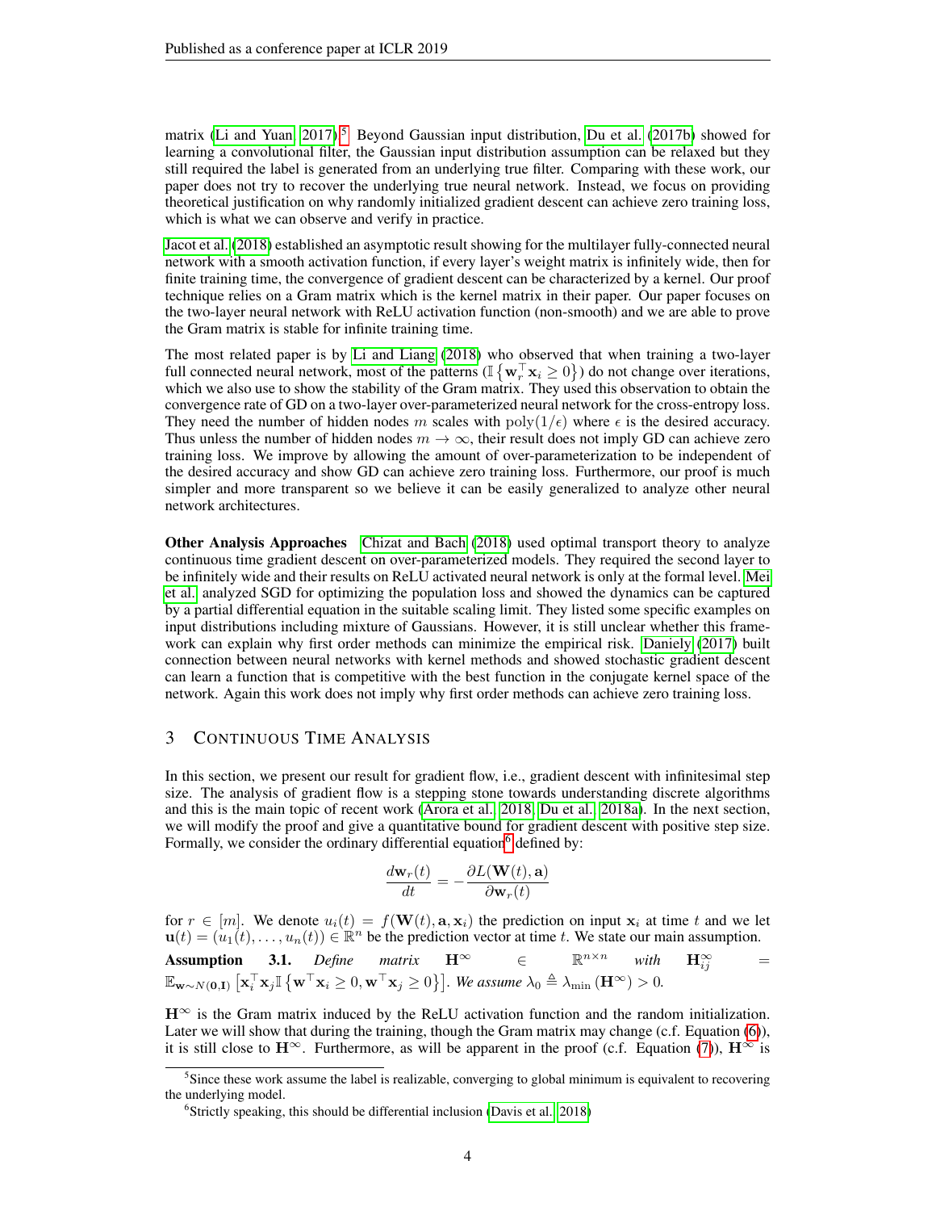matrix (Li and Yuan, 2017).[5] Beyond Gaussian input distribution, Du et al. (2017b) showed for learning a convolutional filter, the Gaussian input distribution assumption can be relaxed but they still required the label is generated from an underlying true filter. Comparing with these work, our paper does not try to recover the underlying true neural network. Instead, we focus on providing theoretical justification on why randomly initialized gradient descent can achieve zero training loss, which is what we can observe and verify in practice.

Jacot et al. (2018) established an asymptotic result showing for the multilayer fully-connected neural network with a smooth activation function, if every layer's weight matrix is infinitely wide, then for finite training time, the convergence of gradient descent can be characterized by a kernel. Our proof technique relies on a Gram matrix which is the kernel matrix in their paper. Our paper focuses on the two-layer neural network with ReLU activation function (non-smooth) and we are able to prove the Gram matrix is stable for infinite training time.

The most related paper is by Li and Liang (2018) who observed that when training a two-layer full connected neural network, most of the patterns ($\mathbb{I}\left\{\mathbf{w}_r^\top \mathbf{x}_i \geq 0\right\}$) do not change over iterations, which we also use to show the stability of the Gram matrix. They used this observation to obtain the convergence rate of GD on a two-layer over-parameterized neural network for the cross-entropy loss. They need the number of hidden nodes $m$ scales with $\mathrm{poly}(1/\epsilon)$ where $\epsilon$ is the desired accuracy. Thus unless the number of hidden nodes $m \to \infty$, their result does not imply GD can achieve zero training loss. We improve by allowing the amount of over-parameterization to be independent of the desired accuracy and show GD can achieve zero training loss. Furthermore, our proof is much simpler and more transparent so we believe it can be easily generalized to analyze other neural network architectures.

**Other Analysis Approaches** Chizat and Bach (2018) used optimal transport theory to analyze continuous time gradient descent on over-parameterized models. They required the second layer to be infinitely wide and their results on ReLU activated neural network is only at the formal level. Mei et al. analyzed SGD for optimizing the population loss and showed the dynamics can be captured by a partial differential equation in the suitable scaling limit. They listed some specific examples on input distributions including mixture of Gaussians. However, it is still unclear whether this framework can explain why first order methods can minimize the empirical risk. Daniely (2017) built connection between neural networks with kernel methods and showed stochastic gradient descent can learn a function that is competitive with the best function in the conjugate kernel space of the network. Again this work does not imply why first order methods can achieve zero training loss.

## 3 Continuous Time Analysis

In this section, we present our result for gradient flow, i.e., gradient descent with infinitesimal step size. The analysis of gradient flow is a stepping stone towards understanding discrete algorithms and this is the main topic of recent work (Arora et al., 2018; Du et al., 2018a). In the next section, we will modify the proof and give a quantitative bound for gradient descent with positive step size. Formally, we consider the ordinary differential equation[6] defined by:

$$\frac{d\mathbf{w}_r(t)}{dt} = -\frac{\partial L(\mathbf{W}(t), \mathbf{a})}{\partial \mathbf{w}_r(t)}$$

for $r \in [m]$. We denote $u_i(t) = f(\mathbf{W}(t), \mathbf{a}, \mathbf{x}_i)$ the prediction on input $\mathbf{x}_i$ at time $t$ and we let $\mathbf{u}(t) = (u_1(t), \ldots, u_n(t)) \in \mathbb{R}^n$ be the prediction vector at time $t$. We state our main assumption.

**Assumption 3.1.** *Define matrix* $\mathbf{H}^\infty \in \mathbb{R}^{n \times n}$ *with* $\mathbf{H}^\infty_{ij} = \mathbb{E}_{\mathbf{w} \sim N(\mathbf{0}, \mathbf{I})}\left[\mathbf{x}_i^\top \mathbf{x}_j \mathbb{I}\left\{\mathbf{w}^\top \mathbf{x}_i \geq 0, \mathbf{w}^\top \mathbf{x}_j \geq 0\right\}\right]$. *We assume* $\lambda_0 \triangleq \lambda_{\min}\left(\mathbf{H}^\infty\right) > 0$.

$\mathbf{H}^\infty$ is the Gram matrix induced by the ReLU activation function and the random initialization. Later we will show that during the training, though the Gram matrix may change (c.f. Equation (6)), it is still close to $\mathbf{H}^\infty$. Furthermore, as will be apparent in the proof (c.f. Equation (7)), $\mathbf{H}^\infty$ is

[5] Since these work assume the label is realizable, converging to global minimum is equivalent to recovering the underlying model.

[6] Strictly speaking, this should be differential inclusion (Davis et al., 2018)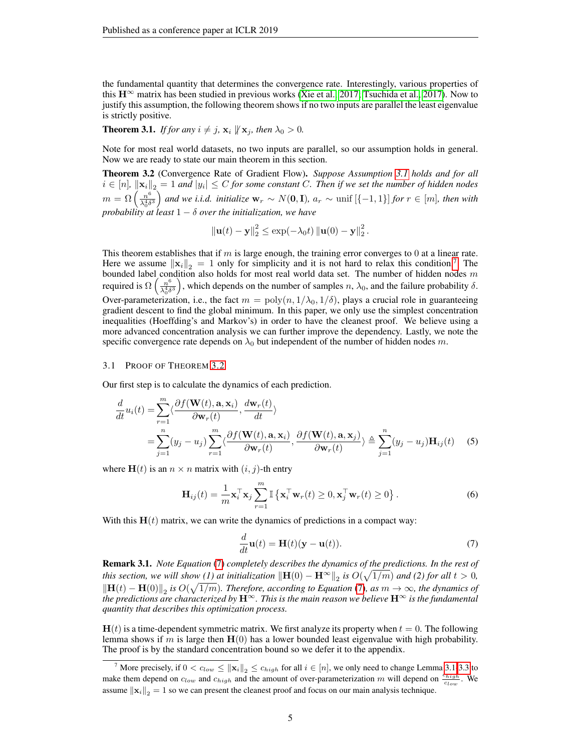the fundamental quantity that determines the convergence rate. Interestingly, various properties of this $\mathbf{H}^\infty$ matrix has been studied in previous works (Xie et al., 2017; Tsuchida et al., 2017). Now to justify this assumption, the following theorem shows if no two inputs are parallel the least eigenvalue is strictly positive.

**Theorem 3.1.** *If for any $i \neq j$, $\mathbf{x}_i \not\parallel \mathbf{x}_j$, then $\lambda_0 > 0$.*

Note for most real world datasets, no two inputs are parallel, so our assumption holds in general. Now we are ready to state our main theorem in this section.

**Theorem 3.2** (Convergence Rate of Gradient Flow)**.** *Suppose Assumption 3.1 holds and for all $i \in [n]$, $\|\mathbf{x}_i\|_2 = 1$ and $|y_i| \le C$ for some constant $C$. Then if we set the number of hidden nodes $m = \Omega\left(\frac{n^6}{\lambda_0^4 \delta^3}\right)$ and we i.i.d. initialize $\mathbf{w}_r \sim N(\mathbf{0}, \mathbf{I})$, $a_r \sim \text{unif}\left[\{-1, 1\}\right]$ for $r \in [m]$, then with probability at least $1 - \delta$ over the initialization, we have*

$$\|\mathbf{u}(t) - \mathbf{y}\|_2^2 \le \exp(-\lambda_0 t) \|\mathbf{u}(0) - \mathbf{y}\|_2^2 .$$

This theorem establishes that if $m$ is large enough, the training error converges to 0 at a linear rate. Here we assume $\|\mathbf{x}_i\|_2 = 1$ only for simplicity and it is not hard to relax this condition.[7] The bounded label condition also holds for most real world data set. The number of hidden nodes $m$ required is $\Omega\left(\frac{n^6}{\lambda_0^4 \delta^3}\right)$, which depends on the number of samples $n$, $\lambda_0$, and the failure probability $\delta$. Over-parameterization, i.e., the fact $m = \text{poly}(n, 1/\lambda_0, 1/\delta)$, plays a crucial role in guaranteeing gradient descent to find the global minimum. In this paper, we only use the simplest concentration inequalities (Hoeffding's and Markov's) in order to have the cleanest proof. We believe using a more advanced concentration analysis we can further improve the dependency. Lastly, we note the specific convergence rate depends on $\lambda_0$ but independent of the number of hidden nodes $m$.

### 3.1 Proof of Theorem 3.2

Our first step is to calculate the dynamics of each prediction.

$$\begin{aligned}
\frac{d}{dt} u_i(t) &= \sum_{r=1}^{m} \langle \frac{\partial f(\mathbf{W}(t), \mathbf{a}, \mathbf{x}_i)}{\partial \mathbf{w}_r(t)}, \frac{d\mathbf{w}_r(t)}{dt} \rangle \\
&= \sum_{j=1}^{n} (y_j - u_j) \sum_{r=1}^{m} \langle \frac{\partial f(\mathbf{W}(t), \mathbf{a}, \mathbf{x}_i)}{\partial \mathbf{w}_r(t)}, \frac{\partial f(\mathbf{W}(t), \mathbf{a}, \mathbf{x}_j)}{\partial \mathbf{w}_r(t)} \rangle \triangleq \sum_{j=1}^{n} (y_j - u_j) \mathbf{H}_{ij}(t) \qquad (5)
\end{aligned}$$

where $\mathbf{H}(t)$ is an $n \times n$ matrix with $(i, j)$-th entry

$$\mathbf{H}_{ij}(t) = \frac{1}{m} \mathbf{x}_i^\top \mathbf{x}_j \sum_{r=1}^{m} \mathbb{I}\left\{\mathbf{x}_i^\top \mathbf{w}_r(t) \ge 0, \mathbf{x}_j^\top \mathbf{w}_r(t) \ge 0\right\}. \qquad (6)$$

With this $\mathbf{H}(t)$ matrix, we can write the dynamics of predictions in a compact way:

$$\frac{d}{dt} \mathbf{u}(t) = \mathbf{H}(t)(\mathbf{y} - \mathbf{u}(t)). \qquad (7)$$

**Remark 3.1.** *Note Equation (7) completely describes the dynamics of the predictions. In the rest of this section, we will show (1) at initialization $\|\mathbf{H}(0) - \mathbf{H}^\infty\|_2$ is $O(\sqrt{1/m})$ and (2) for all $t > 0$, $\|\mathbf{H}(t) - \mathbf{H}(0)\|_2$ is $O(\sqrt{1/m})$. Therefore, according to Equation (7), as $m \to \infty$, the dynamics of the predictions are characterized by $\mathbf{H}^\infty$. This is the main reason we believe $\mathbf{H}^\infty$ is the fundamental quantity that describes this optimization process.*

$\mathbf{H}(t)$ is a time-dependent symmetric matrix. We first analyze its property when $t = 0$. The following lemma shows if $m$ is large then $\mathbf{H}(0)$ has a lower bounded least eigenvalue with high probability. The proof is by the standard concentration bound so we defer it to the appendix.

[7] More precisely, if $0 < c_{low} \le \|\mathbf{x}_i\|_2 \le c_{high}$ for all $i \in [n]$, we only need to change Lemma 3.1-3.3 to make them depend on $c_{low}$ and $c_{high}$ and the amount of over-parameterization $m$ will depend on $\frac{c_{high}}{c_{low}}$. We assume $\|\mathbf{x}_i\|_2 = 1$ so we can present the cleanest proof and focus on our main analysis technique.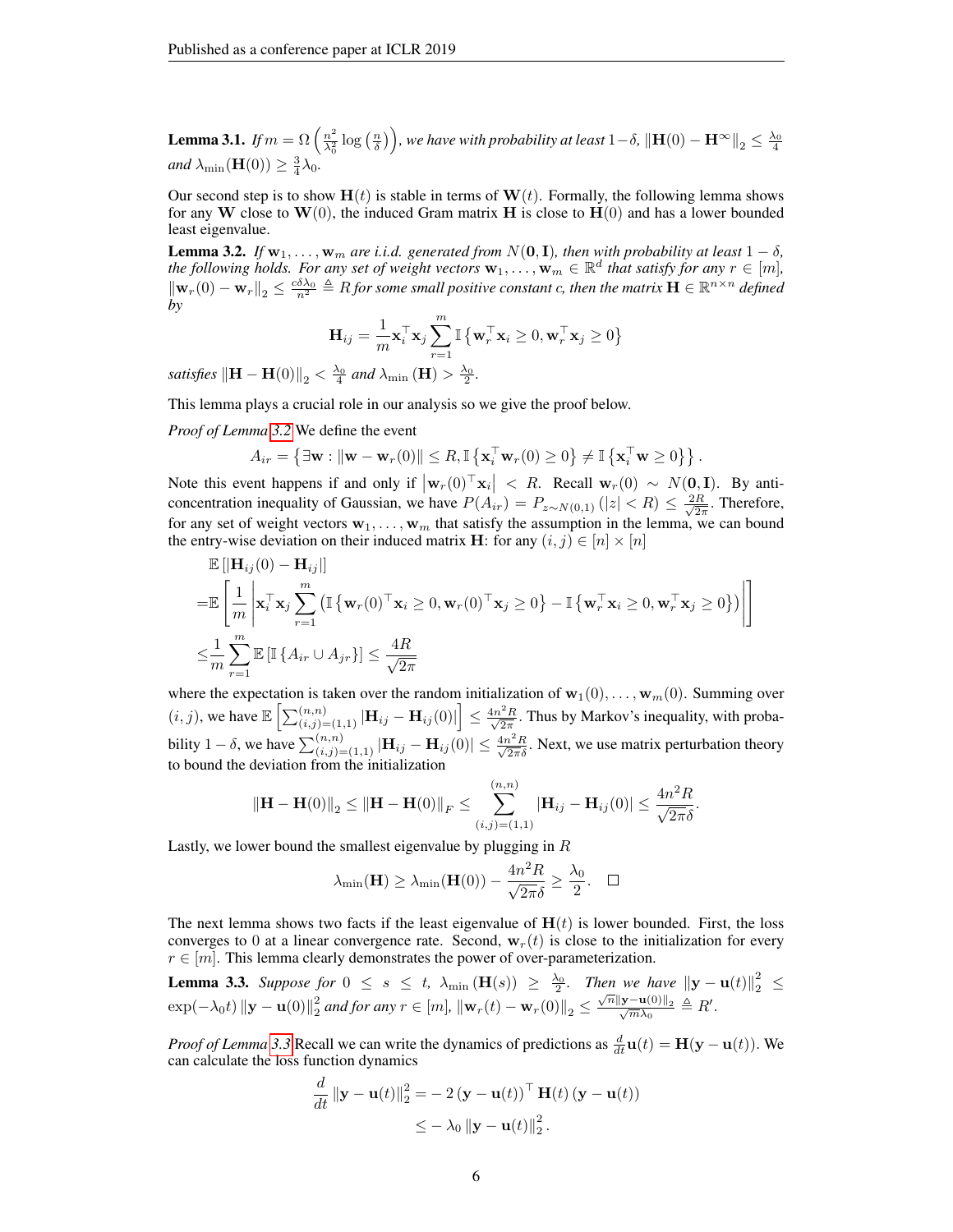**Lemma 3.1.** *If $m = \Omega\left(\frac{n^2}{\lambda_0^2}\log\left(\frac{n}{\delta}\right)\right)$, we have with probability at least $1-\delta$, $\left\|\mathbf{H}(0) - \mathbf{H}^\infty\right\|_2 \le \frac{\lambda_0}{4}$ and $\lambda_{\min}(\mathbf{H}(0)) \ge \frac{3}{4}\lambda_0$.*

Our second step is to show $\mathbf{H}(t)$ is stable in terms of $\mathbf{W}(t)$. Formally, the following lemma shows for any $\mathbf{W}$ close to $\mathbf{W}(0)$, the induced Gram matrix $\mathbf{H}$ is close to $\mathbf{H}(0)$ and has a lower bounded least eigenvalue.

**Lemma 3.2.** *If $\mathbf{w}_1, \ldots, \mathbf{w}_m$ are i.i.d. generated from $N(\mathbf{0}, \mathbf{I})$, then with probability at least $1-\delta$, the following holds. For any set of weight vectors $\mathbf{w}_1, \ldots, \mathbf{w}_m \in \mathbb{R}^d$ that satisfy for any $r \in [m]$, $\left\|\mathbf{w}_r(0) - \mathbf{w}_r\right\|_2 \le \frac{c\delta\lambda_0}{n^2} \triangleq R$ for some small positive constant $c$, then the matrix $\mathbf{H} \in \mathbb{R}^{n\times n}$ defined by*

$$\mathbf{H}_{ij} = \frac{1}{m}\mathbf{x}_i^\top \mathbf{x}_j \sum_{r=1}^m \mathbb{I}\left\{\mathbf{w}_r^\top \mathbf{x}_i \ge 0, \mathbf{w}_r^\top \mathbf{x}_j \ge 0\right\}$$

*satisfies $\left\|\mathbf{H} - \mathbf{H}(0)\right\|_2 < \frac{\lambda_0}{4}$ and $\lambda_{\min}(\mathbf{H}) > \frac{\lambda_0}{2}$.*

This lemma plays a crucial role in our analysis so we give the proof below.

*Proof of Lemma 3.2* We define the event

$$A_{ir} = \left\{\exists \mathbf{w} : \left\|\mathbf{w} - \mathbf{w}_r(0)\right\| \le R, \mathbb{I}\left\{\mathbf{x}_i^\top \mathbf{w}_r(0) \ge 0\right\} \ne \mathbb{I}\left\{\mathbf{x}_i^\top \mathbf{w} \ge 0\right\}\right\}.$$

Note this event happens if and only if $\left|\mathbf{w}_r(0)^\top \mathbf{x}_i\right| < R$. Recall $\mathbf{w}_r(0) \sim N(\mathbf{0}, \mathbf{I})$. By anti-concentration inequality of Gaussian, we have $P(A_{ir}) = P_{z\sim N(0,1)}\left(|z| < R\right) \le \frac{2R}{\sqrt{2\pi}}$. Therefore, for any set of weight vectors $\mathbf{w}_1, \ldots, \mathbf{w}_m$ that satisfy the assumption in the lemma, we can bound the entry-wise deviation on their induced matrix $\mathbf{H}$: for any $(i,j) \in [n]\times[n]$

$$\begin{aligned}
&\mathbb{E}\left[\left|\mathbf{H}_{ij}(0) - \mathbf{H}_{ij}\right|\right] \\
=&\mathbb{E}\left[\frac{1}{m}\left|\mathbf{x}_i^\top \mathbf{x}_j \sum_{r=1}^m \left(\mathbb{I}\left\{\mathbf{w}_r(0)^\top \mathbf{x}_i \ge 0, \mathbf{w}_r(0)^\top \mathbf{x}_j \ge 0\right\} - \mathbb{I}\left\{\mathbf{w}_r^\top \mathbf{x}_i \ge 0, \mathbf{w}_r^\top \mathbf{x}_j \ge 0\right\}\right)\right|\right] \\
\le&\frac{1}{m}\sum_{r=1}^m \mathbb{E}\left[\mathbb{I}\left\{A_{ir} \cup A_{jr}\right\}\right] \le \frac{4R}{\sqrt{2\pi}}
\end{aligned}$$

where the expectation is taken over the random initialization of $\mathbf{w}_1(0), \ldots, \mathbf{w}_m(0)$. Summing over $(i,j)$, we have $\mathbb{E}\left[\sum_{(i,j)=(1,1)}^{(n,n)} \left|\mathbf{H}_{ij} - \mathbf{H}_{ij}(0)\right|\right] \le \frac{4n^2R}{\sqrt{2\pi}}$. Thus by Markov's inequality, with probability $1-\delta$, we have $\sum_{(i,j)=(1,1)}^{(n,n)} \left|\mathbf{H}_{ij} - \mathbf{H}_{ij}(0)\right| \le \frac{4n^2R}{\sqrt{2\pi}\delta}$. Next, we use matrix perturbation theory to bound the deviation from the initialization

$$\left\|\mathbf{H} - \mathbf{H}(0)\right\|_2 \le \left\|\mathbf{H} - \mathbf{H}(0)\right\|_F \le \sum_{(i,j)=(1,1)}^{(n,n)} \left|\mathbf{H}_{ij} - \mathbf{H}_{ij}(0)\right| \le \frac{4n^2R}{\sqrt{2\pi}\delta}.$$

Lastly, we lower bound the smallest eigenvalue by plugging in $R$

$$\lambda_{\min}(\mathbf{H}) \ge \lambda_{\min}(\mathbf{H}(0)) - \frac{4n^2R}{\sqrt{2\pi}\delta} \ge \frac{\lambda_0}{2}. \quad \square$$

The next lemma shows two facts if the least eigenvalue of $\mathbf{H}(t)$ is lower bounded. First, the loss converges to 0 at a linear convergence rate. Second, $\mathbf{w}_r(t)$ is close to the initialization for every $r \in [m]$. This lemma clearly demonstrates the power of over-parameterization.

**Lemma 3.3.** *Suppose for $0 \le s \le t$, $\lambda_{\min}\left(\mathbf{H}(s)\right) \ge \frac{\lambda_0}{2}$. Then we have $\left\|\mathbf{y} - \mathbf{u}(t)\right\|_2^2 \le \exp(-\lambda_0 t)\left\|\mathbf{y} - \mathbf{u}(0)\right\|_2^2$ and for any $r \in [m]$, $\left\|\mathbf{w}_r(t) - \mathbf{w}_r(0)\right\|_2 \le \frac{\sqrt{n}\left\|\mathbf{y} - \mathbf{u}(0)\right\|_2}{\sqrt{m}\lambda_0} \triangleq R'$.*

*Proof of Lemma 3.3* Recall we can write the dynamics of predictions as $\frac{d}{dt}\mathbf{u}(t) = \mathbf{H}(\mathbf{y} - \mathbf{u}(t))$. We can calculate the loss function dynamics

$$\begin{aligned}
\frac{d}{dt}\left\|\mathbf{y} - \mathbf{u}(t)\right\|_2^2 =& -2\left(\mathbf{y} - \mathbf{u}(t)\right)^\top \mathbf{H}(t)\left(\mathbf{y} - \mathbf{u}(t)\right) \\
\le& -\lambda_0 \left\|\mathbf{y} - \mathbf{u}(t)\right\|_2^2.
\end{aligned}$$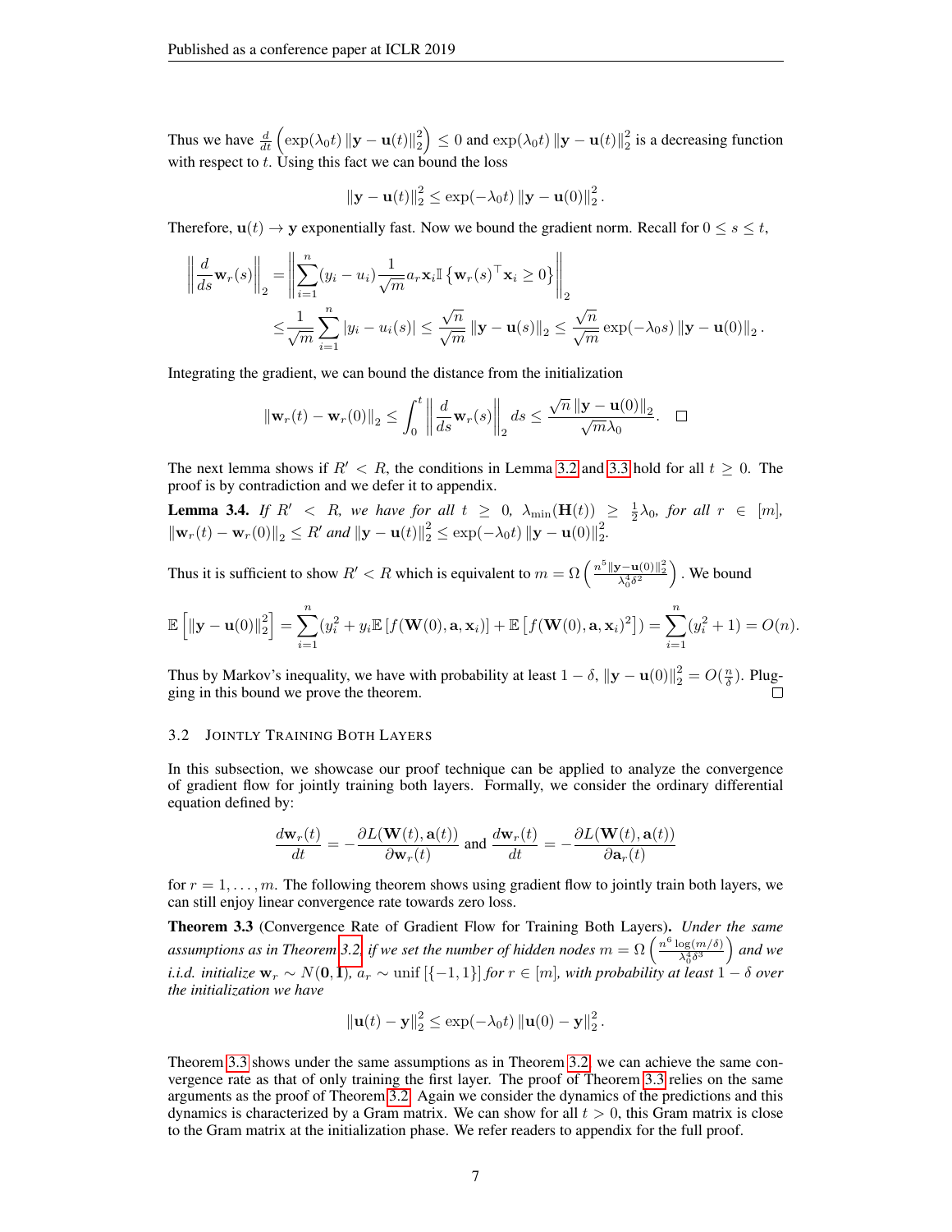Thus we have $\frac{d}{dt}\left(\exp(\lambda_0 t)\left\|\mathbf{y}-\mathbf{u}(t)\right\|_2^2\right) \leq 0$ and $\exp(\lambda_0 t)\left\|\mathbf{y}-\mathbf{u}(t)\right\|_2^2$ is a decreasing function with respect to $t$. Using this fact we can bound the loss

$$\left\|\mathbf{y}-\mathbf{u}(t)\right\|_2^2 \leq \exp(-\lambda_0 t)\left\|\mathbf{y}-\mathbf{u}(0)\right\|_2^2.$$

Therefore, $\mathbf{u}(t) \to \mathbf{y}$ exponentially fast. Now we bound the gradient norm. Recall for $0 \leq s \leq t$,

$$\begin{aligned}
\left\|\frac{d}{ds}\mathbf{w}_r(s)\right\|_2 =& \left\|\sum_{i=1}^n (y_i - u_i)\frac{1}{\sqrt{m}}a_r \mathbf{x}_i \mathbb{I}\left\{\mathbf{w}_r(s)^\top \mathbf{x}_i \geq 0\right\}\right\|_2 \\
\leq& \frac{1}{\sqrt{m}}\sum_{i=1}^n \left|y_i - u_i(s)\right| \leq \frac{\sqrt{n}}{\sqrt{m}}\left\|\mathbf{y}-\mathbf{u}(s)\right\|_2 \leq \frac{\sqrt{n}}{\sqrt{m}}\exp(-\lambda_0 s)\left\|\mathbf{y}-\mathbf{u}(0)\right\|_2.
\end{aligned}$$

Integrating the gradient, we can bound the distance from the initialization

$$\left\|\mathbf{w}_r(t)-\mathbf{w}_r(0)\right\|_2 \leq \int_0^t \left\|\frac{d}{ds}\mathbf{w}_r(s)\right\|_2 ds \leq \frac{\sqrt{n}\left\|\mathbf{y}-\mathbf{u}(0)\right\|_2}{\sqrt{m}\lambda_0}. \quad \square$$

The next lemma shows if $R' < R$, the conditions in Lemma 3.2 and 3.3 hold for all $t \geq 0$. The proof is by contradiction and we defer it to appendix.

**Lemma 3.4.** *If $R' < R$, we have for all $t \geq 0$, $\lambda_{\min}(\mathbf{H}(t)) \geq \frac{1}{2}\lambda_0$, for all $r \in [m]$, $\left\|\mathbf{w}_r(t)-\mathbf{w}_r(0)\right\|_2 \leq R'$ and $\left\|\mathbf{y}-\mathbf{u}(t)\right\|_2^2 \leq \exp(-\lambda_0 t)\left\|\mathbf{y}-\mathbf{u}(0)\right\|_2^2$.*

Thus it is sufficient to show $R' < R$ which is equivalent to $m = \Omega\left(\frac{n^5\left\|\mathbf{y}-\mathbf{u}(0)\right\|_2^2}{\lambda_0^4\delta^2}\right)$. We bound

$$\mathbb{E}\left[\left\|\mathbf{y}-\mathbf{u}(0)\right\|_2^2\right] = \sum_{i=1}^n \left(y_i^2 + y_i\mathbb{E}\left[f(\mathbf{W}(0),\mathbf{a},\mathbf{x}_i)\right] + \mathbb{E}\left[f(\mathbf{W}(0),\mathbf{a},\mathbf{x}_i)^2\right]\right) = \sum_{i=1}^n (y_i^2+1) = O(n).$$

Thus by Markov's inequality, we have with probability at least $1-\delta$, $\left\|\mathbf{y}-\mathbf{u}(0)\right\|_2^2 = O(\frac{n}{\delta})$. Plugging in this bound we prove the theorem. $\square$

### 3.2 Jointly Training Both Layers

In this subsection, we showcase our proof technique can be applied to analyze the convergence of gradient flow for jointly training both layers. Formally, we consider the ordinary differential equation defined by:

$$\frac{d\mathbf{w}_r(t)}{dt} = -\frac{\partial L(\mathbf{W}(t),\mathbf{a}(t))}{\partial \mathbf{w}_r(t)} \text{ and } \frac{d\mathbf{w}_r(t)}{dt} = -\frac{\partial L(\mathbf{W}(t),\mathbf{a}(t))}{\partial \mathbf{a}_r(t)}$$

for $r = 1,\ldots,m$. The following theorem shows using gradient flow to jointly train both layers, we can still enjoy linear convergence rate towards zero loss.

**Theorem 3.3** (Convergence Rate of Gradient Flow for Training Both Layers)**.** *Under the same assumptions as in Theorem 3.2, if we set the number of hidden nodes $m = \Omega\left(\frac{n^6\log(m/\delta)}{\lambda_0^4\delta^3}\right)$ and we i.i.d. initialize $\mathbf{w}_r \sim N(\mathbf{0},\mathbf{I})$, $a_r \sim \text{unif}\left[\{-1,1\}\right]$ for $r \in [m]$, with probability at least $1-\delta$ over the initialization we have*

$$\left\|\mathbf{u}(t)-\mathbf{y}\right\|_2^2 \leq \exp(-\lambda_0 t)\left\|\mathbf{u}(0)-\mathbf{y}\right\|_2^2.$$

Theorem 3.3 shows under the same assumptions as in Theorem 3.2, we can achieve the same convergence rate as that of only training the first layer. The proof of Theorem 3.3 relies on the same arguments as the proof of Theorem 3.2. Again we consider the dynamics of the predictions and this dynamics is characterized by a Gram matrix. We can show for all $t > 0$, this Gram matrix is close to the Gram matrix at the initialization phase. We refer readers to appendix for the full proof.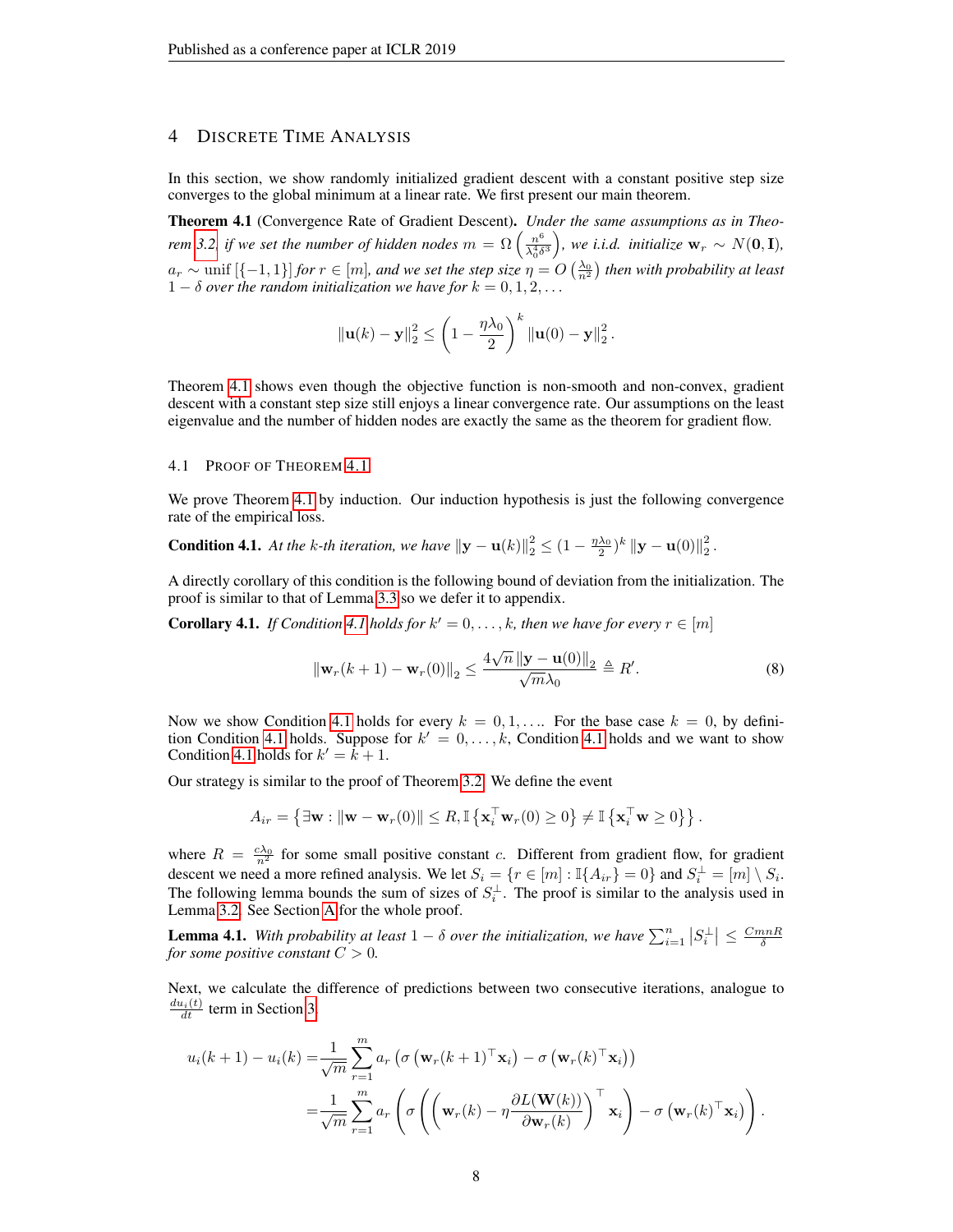## 4 Discrete Time Analysis

In this section, we show randomly initialized gradient descent with a constant positive step size converges to the global minimum at a linear rate. We first present our main theorem.

**Theorem 4.1** (Convergence Rate of Gradient Descent). *Under the same assumptions as in Theorem 3.2, if we set the number of hidden nodes $m = \Omega\left(\frac{n^6}{\lambda_0^4 \delta^3}\right)$, we i.i.d. initialize $\mathbf{w}_r \sim N(\mathbf{0}, \mathbf{I})$, $a_r \sim \text{unif}\left[\{-1, 1\}\right]$ for $r \in [m]$, and we set the step size $\eta = O\left(\frac{\lambda_0}{n^2}\right)$ then with probability at least $1-\delta$ over the random initialization we have for $k = 0, 1, 2, \ldots$*

$$\left\|\mathbf{u}(k) - \mathbf{y}\right\|_2^2 \leq \left(1 - \frac{\eta \lambda_0}{2}\right)^k \left\|\mathbf{u}(0) - \mathbf{y}\right\|_2^2.$$

Theorem 4.1 shows even though the objective function is non-smooth and non-convex, gradient descent with a constant step size still enjoys a linear convergence rate. Our assumptions on the least eigenvalue and the number of hidden nodes are exactly the same as the theorem for gradient flow.

### 4.1 Proof of Theorem 4.1

We prove Theorem 4.1 by induction. Our induction hypothesis is just the following convergence rate of the empirical loss.

**Condition 4.1.** *At the $k$-th iteration, we have $\left\|\mathbf{y} - \mathbf{u}(k)\right\|_2^2 \leq (1 - \frac{\eta\lambda_0}{2})^k \left\|\mathbf{y} - \mathbf{u}(0)\right\|_2^2$.*

A directly corollary of this condition is the following bound of deviation from the initialization. The proof is similar to that of Lemma 3.3 so we defer it to appendix.

**Corollary 4.1.** *If Condition 4.1 holds for $k' = 0, \ldots, k$, then we have for every $r \in [m]$*

$$\left\|\mathbf{w}_r(k+1) - \mathbf{w}_r(0)\right\|_2 \leq \frac{4\sqrt{n}\left\|\mathbf{y} - \mathbf{u}(0)\right\|_2}{\sqrt{m}\lambda_0} \triangleq R'. \tag{8}$$

Now we show Condition 4.1 holds for every $k = 0, 1, \ldots$. For the base case $k = 0$, by definition Condition 4.1 holds. Suppose for $k' = 0, \ldots, k$, Condition 4.1 holds and we want to show Condition 4.1 holds for $k' = k + 1$.

Our strategy is similar to the proof of Theorem 3.2. We define the event

$$A_{ir} = \left\{\exists \mathbf{w} : \left\|\mathbf{w} - \mathbf{w}_r(0)\right\| \leq R, \mathbb{I}\left\{\mathbf{x}_i^\top \mathbf{w}_r(0) \geq 0\right\} \neq \mathbb{I}\left\{\mathbf{x}_i^\top \mathbf{w} \geq 0\right\}\right\}.$$

where $R = \frac{c\lambda_0}{n^2}$ for some small positive constant $c$. Different from gradient flow, for gradient descent we need a more refined analysis. We let $S_i = \{r \in [m] : \mathbb{I}\{A_{ir}\} = 0\}$ and $S_i^\perp = [m] \setminus S_i$. The following lemma bounds the sum of sizes of $S_i^\perp$. The proof is similar to the analysis used in Lemma 3.2. See Section A for the whole proof.

**Lemma 4.1.** *With probability at least $1 - \delta$ over the initialization, we have $\sum_{i=1}^n \left|S_i^\perp\right| \leq \frac{CmnR}{\delta}$ for some positive constant $C > 0$.*

Next, we calculate the difference of predictions between two consecutive iterations, analogue to $\frac{du_i(t)}{dt}$ term in Section 3.

$$\begin{aligned}
u_i(k+1) - u_i(k) =& \frac{1}{\sqrt{m}} \sum_{r=1}^m a_r \left(\sigma\left(\mathbf{w}_r(k+1)^\top \mathbf{x}_i\right) - \sigma\left(\mathbf{w}_r(k)^\top \mathbf{x}_i\right)\right) \\
=& \frac{1}{\sqrt{m}} \sum_{r=1}^m a_r \left(\sigma\left(\left(\mathbf{w}_r(k) - \eta \frac{\partial L(\mathbf{W}(k))}{\partial \mathbf{w}_r(k)}\right)^\top \mathbf{x}_i\right) - \sigma\left(\mathbf{w}_r(k)^\top \mathbf{x}_i\right)\right).
\end{aligned}$$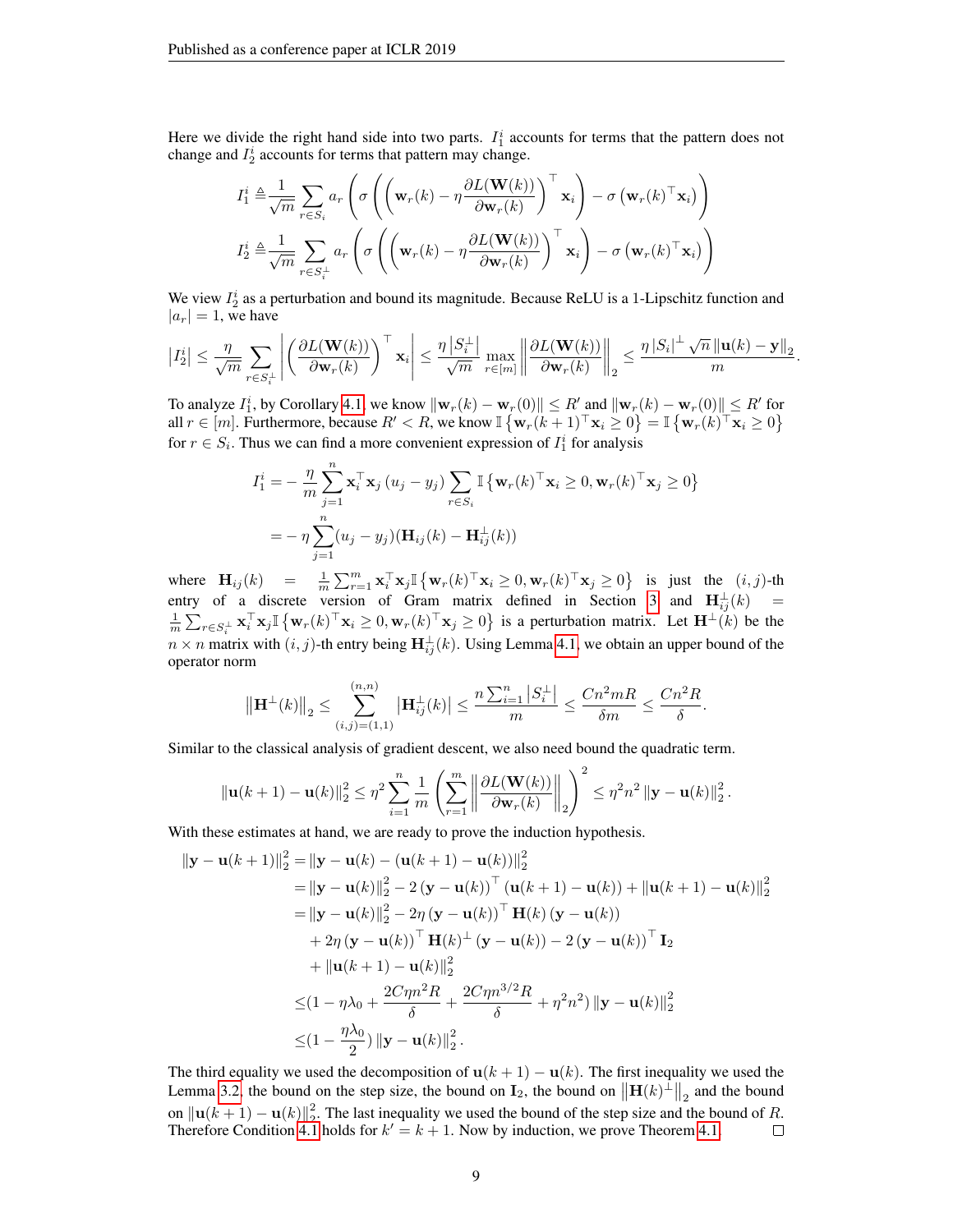Here we divide the right hand side into two parts. $I_1^i$ accounts for terms that the pattern does not change and $I_2^i$ accounts for terms that pattern may change.

$$
I_1^i \triangleq \frac{1}{\sqrt{m}} \sum_{r \in S_i} a_r \left( \sigma \left( \left( \mathbf{w}_r(k) - \eta \frac{\partial L(\mathbf{W}(k))}{\partial \mathbf{w}_r(k)} \right)^\top \mathbf{x}_i \right) - \sigma \left( \mathbf{w}_r(k)^\top \mathbf{x}_i \right) \right)
$$

$$
I_2^i \triangleq \frac{1}{\sqrt{m}} \sum_{r \in S_i^\perp} a_r \left( \sigma \left( \left( \mathbf{w}_r(k) - \eta \frac{\partial L(\mathbf{W}(k))}{\partial \mathbf{w}_r(k)} \right)^\top \mathbf{x}_i \right) - \sigma \left( \mathbf{w}_r(k)^\top \mathbf{x}_i \right) \right)
$$

We view $I_2^i$ as a perturbation and bound its magnitude. Because ReLU is a 1-Lipschitz function and $|a_r| = 1$, we have

$$
\left|I_2^i\right| \le \frac{\eta}{\sqrt{m}} \sum_{r \in S_i^\perp} \left| \left( \frac{\partial L(\mathbf{W}(k))}{\partial \mathbf{w}_r(k)} \right)^\top \mathbf{x}_i \right| \le \frac{\eta \left|S_i^\perp\right|}{\sqrt{m}} \max_{r \in [m]} \left\| \frac{\partial L(\mathbf{W}(k))}{\partial \mathbf{w}_r(k)} \right\|_2 \le \frac{\eta \left|S_i\right|^\perp \sqrt{n} \left\|\mathbf{u}(k) - \mathbf{y}\right\|_2}{m}.
$$

To analyze $I_1^i$, by Corollary 4.1, we know $\|\mathbf{w}_r(k) - \mathbf{w}_r(0)\| \le R'$ and $\|\mathbf{w}_r(k) - \mathbf{w}_r(0)\| \le R'$ for all $r \in [m]$. Furthermore, because $R' < R$, we know $\mathbb{I}\left\{\mathbf{w}_r(k+1)^\top \mathbf{x}_i \ge 0\right\} = \mathbb{I}\left\{\mathbf{w}_r(k)^\top \mathbf{x}_i \ge 0\right\}$ for $r \in S_i$. Thus we can find a more convenient expression of $I_1^i$ for analysis

$$
\begin{aligned}
I_1^i =& -\frac{\eta}{m} \sum_{j=1}^n \mathbf{x}_i^\top \mathbf{x}_j \left(u_j - y_j\right) \sum_{r \in S_i} \mathbb{I}\left\{\mathbf{w}_r(k)^\top \mathbf{x}_i \ge 0, \mathbf{w}_r(k)^\top \mathbf{x}_j \ge 0\right\} \\
=& -\eta \sum_{j=1}^n (u_j - y_j)(\mathbf{H}_{ij}(k) - \mathbf{H}_{ij}^\perp(k))
\end{aligned}
$$

where $\mathbf{H}_{ij}(k) = \frac{1}{m}\sum_{r=1}^m \mathbf{x}_i^\top \mathbf{x}_j \mathbb{I}\left\{\mathbf{w}_r(k)^\top \mathbf{x}_i \ge 0, \mathbf{w}_r(k)^\top \mathbf{x}_j \ge 0\right\}$ is just the $(i,j)$-th entry of a discrete version of Gram matrix defined in Section 3 and $\mathbf{H}_{ij}^\perp(k) = \frac{1}{m}\sum_{r \in S_i^\perp} \mathbf{x}_i^\top \mathbf{x}_j \mathbb{I}\left\{\mathbf{w}_r(k)^\top \mathbf{x}_i \ge 0, \mathbf{w}_r(k)^\top \mathbf{x}_j \ge 0\right\}$ is a perturbation matrix. Let $\mathbf{H}^\perp(k)$ be the $n \times n$ matrix with $(i,j)$-th entry being $\mathbf{H}_{ij}^\perp(k)$. Using Lemma 4.1, we obtain an upper bound of the operator norm

$$
\left\|\mathbf{H}^\perp(k)\right\|_2 \le \sum_{(i,j)=(1,1)}^{(n,n)} \left|\mathbf{H}_{ij}^\perp(k)\right| \le \frac{n \sum_{i=1}^n \left|S_i^\perp\right|}{m} \le \frac{Cn^2 mR}{\delta m} \le \frac{Cn^2 R}{\delta}.
$$

Similar to the classical analysis of gradient descent, we also need bound the quadratic term.

$$
\left\|\mathbf{u}(k+1) - \mathbf{u}(k)\right\|_2^2 \le \eta^2 \sum_{i=1}^n \frac{1}{m} \left( \sum_{r=1}^m \left\| \frac{\partial L(\mathbf{W}(k))}{\partial \mathbf{w}_r(k)} \right\|_2 \right)^2 \le \eta^2 n^2 \left\|\mathbf{y} - \mathbf{u}(k)\right\|_2^2.
$$

With these estimates at hand, we are ready to prove the induction hypothesis.

$$
\begin{aligned}
\left\|\mathbf{y} - \mathbf{u}(k+1)\right\|_2^2 =& \left\|\mathbf{y} - \mathbf{u}(k) - (\mathbf{u}(k+1) - \mathbf{u}(k))\right\|_2^2 \\
=& \left\|\mathbf{y} - \mathbf{u}(k)\right\|_2^2 - 2\left(\mathbf{y} - \mathbf{u}(k)\right)^\top \left(\mathbf{u}(k+1) - \mathbf{u}(k)\right) + \left\|\mathbf{u}(k+1) - \mathbf{u}(k)\right\|_2^2 \\
=& \left\|\mathbf{y} - \mathbf{u}(k)\right\|_2^2 - 2\eta \left(\mathbf{y} - \mathbf{u}(k)\right)^\top \mathbf{H}(k) \left(\mathbf{y} - \mathbf{u}(k)\right) \\
& + 2\eta \left(\mathbf{y} - \mathbf{u}(k)\right)^\top \mathbf{H}(k)^\perp \left(\mathbf{y} - \mathbf{u}(k)\right) - 2\left(\mathbf{y} - \mathbf{u}(k)\right)^\top \mathbf{I}_2 \\
& + \left\|\mathbf{u}(k+1) - \mathbf{u}(k)\right\|_2^2 \\
\le& \left(1 - \eta\lambda_0 + \frac{2C\eta n^2 R}{\delta} + \frac{2C\eta n^{3/2} R}{\delta} + \eta^2 n^2\right) \left\|\mathbf{y} - \mathbf{u}(k)\right\|_2^2 \\
\le& \left(1 - \frac{\eta\lambda_0}{2}\right) \left\|\mathbf{y} - \mathbf{u}(k)\right\|_2^2.
\end{aligned}
$$

The third equality we used the decomposition of $\mathbf{u}(k+1) - \mathbf{u}(k)$. The first inequality we used the Lemma 3.2, the bound on the step size, the bound on $\mathbf{I}_2$, the bound on $\left\|\mathbf{H}(k)^\perp\right\|_2$ and the bound on $\left\|\mathbf{u}(k+1) - \mathbf{u}(k)\right\|_2^2$. The last inequality we used the bound of the step size and the bound of $R$. Therefore Condition 4.1 holds for $k' = k+1$. Now by induction, we prove Theorem 4.1. ◻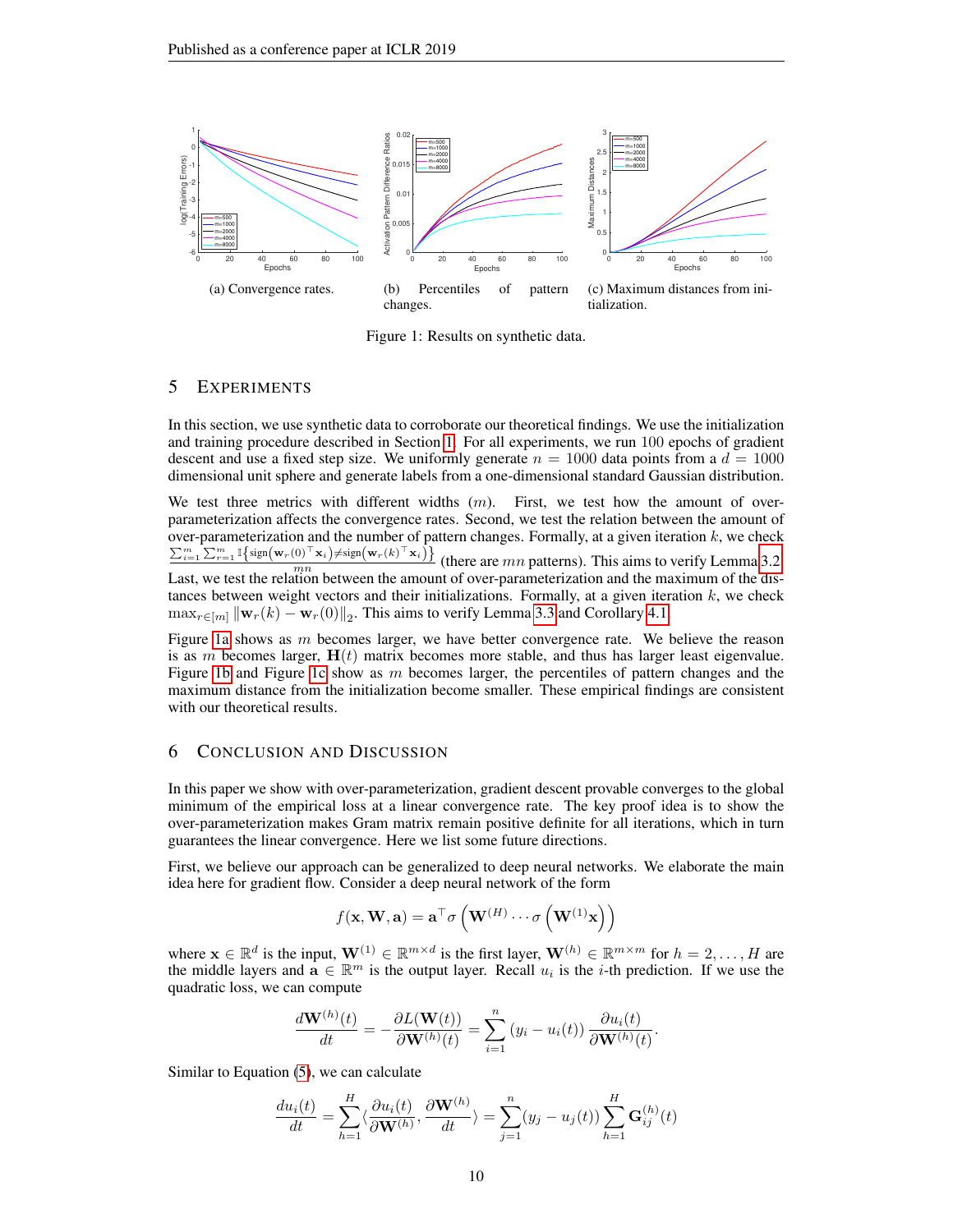(a) Convergence rates.

(b) Percentiles of pattern changes.

(c) Maximum distances from initialization.

Figure 1: Results on synthetic data.

## 5 Experiments

In this section, we use synthetic data to corroborate our theoretical findings. We use the initialization and training procedure described in Section 1. For all experiments, we run 100 epochs of gradient descent and use a fixed step size. We uniformly generate $n = 1000$ data points from a $d = 1000$ dimensional unit sphere and generate labels from a one-dimensional standard Gaussian distribution.

We test three metrics with different widths ($m$). First, we test how the amount of over-parameterization affects the convergence rates. Second, we test the relation between the amount of over-parameterization and the number of pattern changes. Formally, at a given iteration $k$, we check $\frac{\sum_{i=1}^{m}\sum_{r=1}^{m}\mathbb{I}\left\{\text{sign}\left(\mathbf{w}_r(0)^\top \mathbf{x}_i\right)\neq \text{sign}\left(\mathbf{w}_r(k)^\top \mathbf{x}_i\right)\right\}}{mn}$ (there are $mn$ patterns). This aims to verify Lemma 3.2. Last, we test the relation between the amount of over-parameterization and the maximum of the distances between weight vectors and their initializations. Formally, at a given iteration $k$, we check $\max_{r\in[m]}\left\|\mathbf{w}_r(k)-\mathbf{w}_r(0)\right\|_2$. This aims to verify Lemma 3.3 and Corollary 4.1.

Figure 1a shows as $m$ becomes larger, we have better convergence rate. We believe the reason is as $m$ becomes larger, $\mathbf{H}(t)$ matrix becomes more stable, and thus has larger least eigenvalue. Figure 1b and Figure 1c show as $m$ becomes larger, the percentiles of pattern changes and the maximum distance from the initialization become smaller. These empirical findings are consistent with our theoretical results.

## 6 Conclusion and Discussion

In this paper we show with over-parameterization, gradient descent provable converges to the global minimum of the empirical loss at a linear convergence rate. The key proof idea is to show the over-parameterization makes Gram matrix remain positive definite for all iterations, which in turn guarantees the linear convergence. Here we list some future directions.

First, we believe our approach can be generalized to deep neural networks. We elaborate the main idea here for gradient flow. Consider a deep neural network of the form

$$f(\mathbf{x},\mathbf{W},\mathbf{a}) = \mathbf{a}^\top \sigma\left(\mathbf{W}^{(H)}\cdots\sigma\left(\mathbf{W}^{(1)}\mathbf{x}\right)\right)$$

where $\mathbf{x}\in\mathbb{R}^d$ is the input, $\mathbf{W}^{(1)}\in\mathbb{R}^{m\times d}$ is the first layer, $\mathbf{W}^{(h)}\in\mathbb{R}^{m\times m}$ for $h = 2,\ldots,H$ are the middle layers and $\mathbf{a}\in\mathbb{R}^m$ is the output layer. Recall $u_i$ is the $i$-th prediction. If we use the quadratic loss, we can compute

$$\frac{d\mathbf{W}^{(h)}(t)}{dt} = -\frac{\partial L(\mathbf{W}(t))}{\partial \mathbf{W}^{(h)}(t)} = \sum_{i=1}^{n}(y_i - u_i(t))\frac{\partial u_i(t)}{\partial \mathbf{W}^{(h)}(t)}.$$

Similar to Equation (5), we can calculate

$$\frac{du_i(t)}{dt} = \sum_{h=1}^{H}\langle\frac{\partial u_i(t)}{\partial \mathbf{W}^{(h)}},\frac{\partial \mathbf{W}^{(h)}}{dt}\rangle = \sum_{j=1}^{n}(y_j - u_j(t))\sum_{h=1}^{H}\mathbf{G}_{ij}^{(h)}(t)$$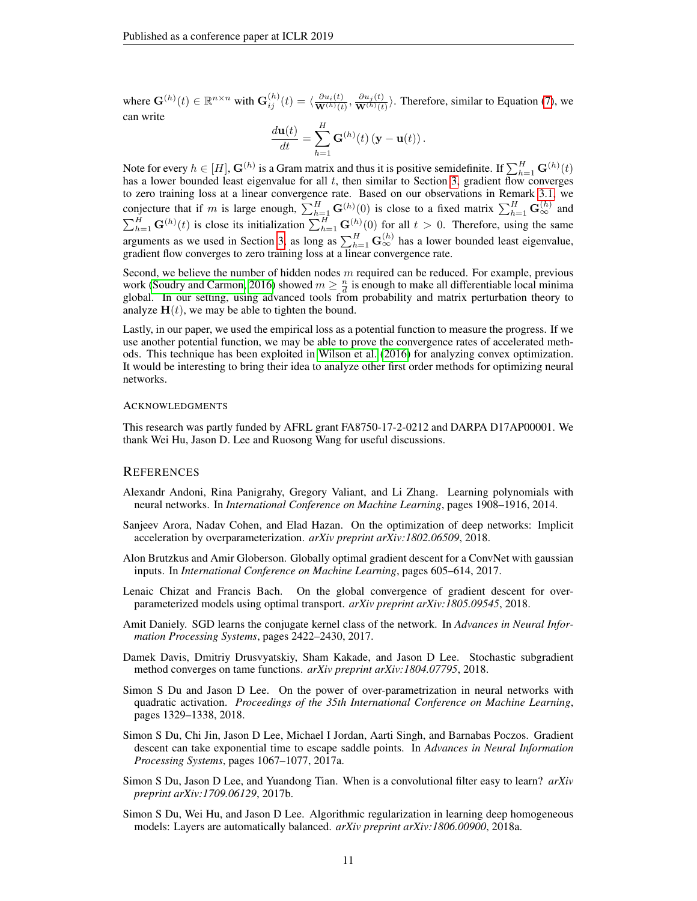where $\mathbf{G}^{(h)}(t) \in \mathbb{R}^{n \times n}$ with $\mathbf{G}_{ij}^{(h)}(t) = \langle \frac{\partial u_i(t)}{\mathbf{W}^{(h)}(t)}, \frac{\partial u_j(t)}{\mathbf{W}^{(h)}(t)} \rangle$. Therefore, similar to Equation (7), we can write

$$\frac{d\mathbf{u}(t)}{dt} = \sum_{h=1}^{H} \mathbf{G}^{(h)}(t) \left(\mathbf{y} - \mathbf{u}(t)\right).$$

Note for every $h \in [H]$, $\mathbf{G}^{(h)}$ is a Gram matrix and thus it is positive semidefinite. If $\sum_{h=1}^{H} \mathbf{G}^{(h)}(t)$ has a lower bounded least eigenvalue for all $t$, then similar to Section 3, gradient flow converges to zero training loss at a linear convergence rate. Based on our observations in Remark 3.1, we conjecture that if $m$ is large enough, $\sum_{h=1}^{H} \mathbf{G}^{(h)}(0)$ is close to a fixed matrix $\sum_{h=1}^{H} \mathbf{G}_{\infty}^{(h)}$ and $\sum_{h=1}^{H} \mathbf{G}^{(h)}(t)$ is close its initialization $\sum_{h=1}^{H} \mathbf{G}^{(h)}(0)$ for all $t > 0$. Therefore, using the same arguments as we used in Section 3, as long as $\sum_{h=1}^{H} \mathbf{G}_{\infty}^{(h)}$ has a lower bounded least eigenvalue, gradient flow converges to zero training loss at a linear convergence rate.

Second, we believe the number of hidden nodes $m$ required can be reduced. For example, previous work (Soudry and Carmon, 2016) showed $m \geq \frac{n}{d}$ is enough to make all differentiable local minima global. In our setting, using advanced tools from probability and matrix perturbation theory to analyze $\mathbf{H}(t)$, we may be able to tighten the bound.

Lastly, in our paper, we used the empirical loss as a potential function to measure the progress. If we use another potential function, we may be able to prove the convergence rates of accelerated methods. This technique has been exploited in Wilson et al. (2016) for analyzing convex optimization. It would be interesting to bring their idea to analyze other first order methods for optimizing neural networks.

#### ACKNOWLEDGMENTS

This research was partly funded by AFRL grant FA8750-17-2-0212 and DARPA D17AP00001. We thank Wei Hu, Jason D. Lee and Ruosong Wang for useful discussions.

## REFERENCES

Alexandr Andoni, Rina Panigrahy, Gregory Valiant, and Li Zhang. Learning polynomials with neural networks. In *International Conference on Machine Learning*, pages 1908–1916, 2014.

Sanjeev Arora, Nadav Cohen, and Elad Hazan. On the optimization of deep networks: Implicit acceleration by overparameterization. *arXiv preprint arXiv:1802.06509*, 2018.

Alon Brutzkus and Amir Globerson. Globally optimal gradient descent for a ConvNet with gaussian inputs. In *International Conference on Machine Learning*, pages 605–614, 2017.

Lenaic Chizat and Francis Bach. On the global convergence of gradient descent for over-parameterized models using optimal transport. *arXiv preprint arXiv:1805.09545*, 2018.

Amit Daniely. SGD learns the conjugate kernel class of the network. In *Advances in Neural Information Processing Systems*, pages 2422–2430, 2017.

Damek Davis, Dmitriy Drusvyatskiy, Sham Kakade, and Jason D Lee. Stochastic subgradient method converges on tame functions. *arXiv preprint arXiv:1804.07795*, 2018.

Simon S Du and Jason D Lee. On the power of over-parametrization in neural networks with quadratic activation. *Proceedings of the 35th International Conference on Machine Learning*, pages 1329–1338, 2018.

Simon S Du, Chi Jin, Jason D Lee, Michael I Jordan, Aarti Singh, and Barnabas Poczos. Gradient descent can take exponential time to escape saddle points. In *Advances in Neural Information Processing Systems*, pages 1067–1077, 2017a.

Simon S Du, Jason D Lee, and Yuandong Tian. When is a convolutional filter easy to learn? *arXiv preprint arXiv:1709.06129*, 2017b.

Simon S Du, Wei Hu, and Jason D Lee. Algorithmic regularization in learning deep homogeneous models: Layers are automatically balanced. *arXiv preprint arXiv:1806.00900*, 2018a.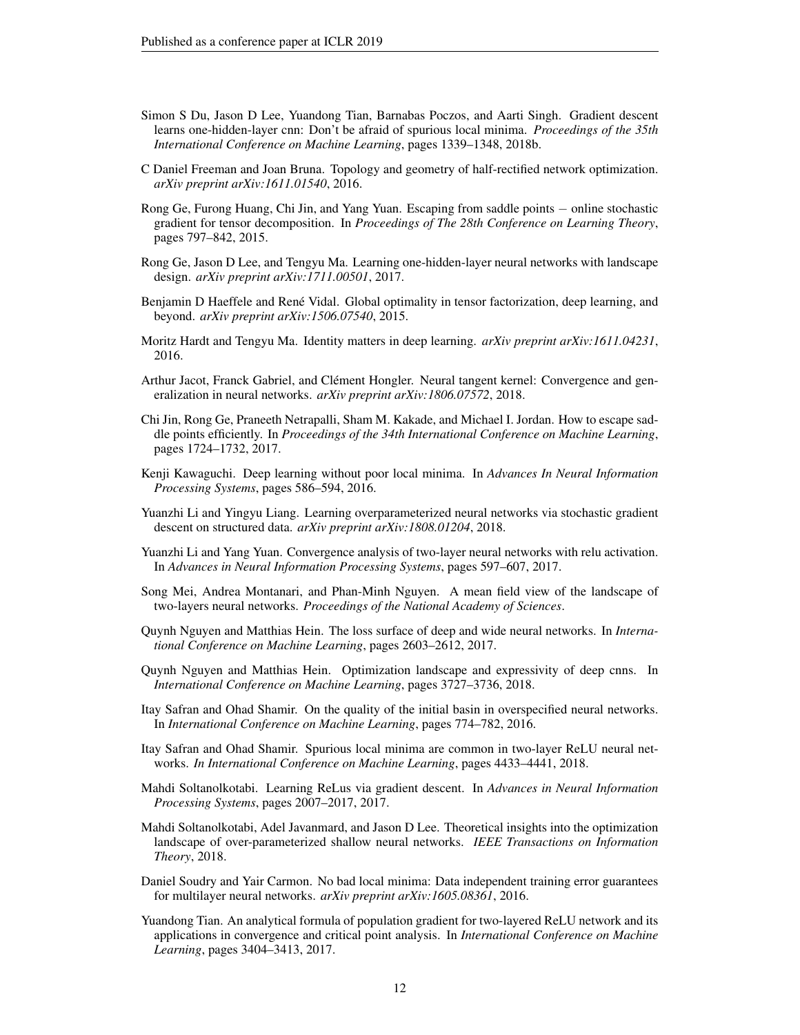Simon S Du, Jason D Lee, Yuandong Tian, Barnabas Poczos, and Aarti Singh. Gradient descent learns one-hidden-layer cnn: Don't be afraid of spurious local minima. *Proceedings of the 35th International Conference on Machine Learning*, pages 1339–1348, 2018b.

C Daniel Freeman and Joan Bruna. Topology and geometry of half-rectified network optimization. *arXiv preprint arXiv:1611.01540*, 2016.

Rong Ge, Furong Huang, Chi Jin, and Yang Yuan. Escaping from saddle points − online stochastic gradient for tensor decomposition. In *Proceedings of The 28th Conference on Learning Theory*, pages 797–842, 2015.

Rong Ge, Jason D Lee, and Tengyu Ma. Learning one-hidden-layer neural networks with landscape design. *arXiv preprint arXiv:1711.00501*, 2017.

Benjamin D Haeffele and René Vidal. Global optimality in tensor factorization, deep learning, and beyond. *arXiv preprint arXiv:1506.07540*, 2015.

Moritz Hardt and Tengyu Ma. Identity matters in deep learning. *arXiv preprint arXiv:1611.04231*, 2016.

Arthur Jacot, Franck Gabriel, and Clément Hongler. Neural tangent kernel: Convergence and generalization in neural networks. *arXiv preprint arXiv:1806.07572*, 2018.

Chi Jin, Rong Ge, Praneeth Netrapalli, Sham M. Kakade, and Michael I. Jordan. How to escape saddle points efficiently. In *Proceedings of the 34th International Conference on Machine Learning*, pages 1724–1732, 2017.

Kenji Kawaguchi. Deep learning without poor local minima. In *Advances In Neural Information Processing Systems*, pages 586–594, 2016.

Yuanzhi Li and Yingyu Liang. Learning overparameterized neural networks via stochastic gradient descent on structured data. *arXiv preprint arXiv:1808.01204*, 2018.

Yuanzhi Li and Yang Yuan. Convergence analysis of two-layer neural networks with relu activation. In *Advances in Neural Information Processing Systems*, pages 597–607, 2017.

Song Mei, Andrea Montanari, and Phan-Minh Nguyen. A mean field view of the landscape of two-layers neural networks. *Proceedings of the National Academy of Sciences*.

Quynh Nguyen and Matthias Hein. The loss surface of deep and wide neural networks. In *International Conference on Machine Learning*, pages 2603–2612, 2017.

Quynh Nguyen and Matthias Hein. Optimization landscape and expressivity of deep cnns. In *International Conference on Machine Learning*, pages 3727–3736, 2018.

Itay Safran and Ohad Shamir. On the quality of the initial basin in overspecified neural networks. In *International Conference on Machine Learning*, pages 774–782, 2016.

Itay Safran and Ohad Shamir. Spurious local minima are common in two-layer ReLU neural networks. *In International Conference on Machine Learning*, pages 4433–4441, 2018.

Mahdi Soltanolkotabi. Learning ReLus via gradient descent. In *Advances in Neural Information Processing Systems*, pages 2007–2017, 2017.

Mahdi Soltanolkotabi, Adel Javanmard, and Jason D Lee. Theoretical insights into the optimization landscape of over-parameterized shallow neural networks. *IEEE Transactions on Information Theory*, 2018.

Daniel Soudry and Yair Carmon. No bad local minima: Data independent training error guarantees for multilayer neural networks. *arXiv preprint arXiv:1605.08361*, 2016.

Yuandong Tian. An analytical formula of population gradient for two-layered ReLU network and its applications in convergence and critical point analysis. In *International Conference on Machine Learning*, pages 3404–3413, 2017.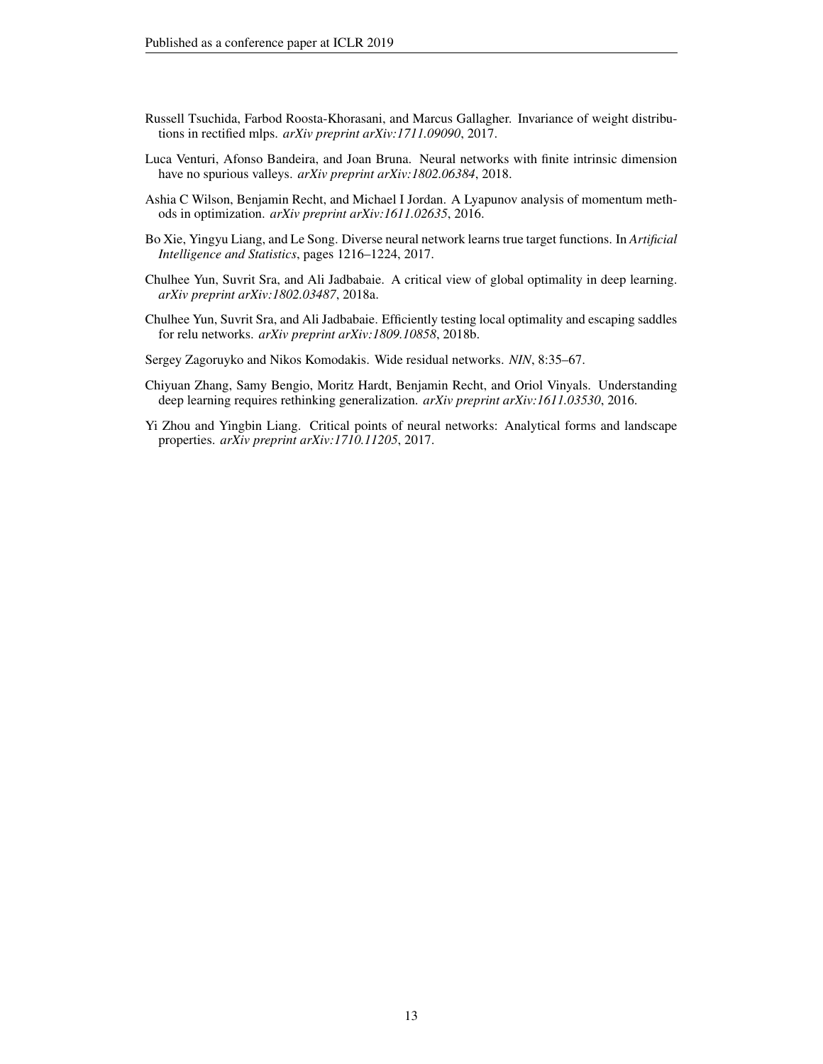Russell Tsuchida, Farbod Roosta-Khorasani, and Marcus Gallagher. Invariance of weight distributions in rectified mlps. *arXiv preprint arXiv:1711.09090*, 2017.

Luca Venturi, Afonso Bandeira, and Joan Bruna. Neural networks with finite intrinsic dimension have no spurious valleys. *arXiv preprint arXiv:1802.06384*, 2018.

Ashia C Wilson, Benjamin Recht, and Michael I Jordan. A Lyapunov analysis of momentum methods in optimization. *arXiv preprint arXiv:1611.02635*, 2016.

Bo Xie, Yingyu Liang, and Le Song. Diverse neural network learns true target functions. In *Artificial Intelligence and Statistics*, pages 1216–1224, 2017.

Chulhee Yun, Suvrit Sra, and Ali Jadbabaie. A critical view of global optimality in deep learning. *arXiv preprint arXiv:1802.03487*, 2018a.

Chulhee Yun, Suvrit Sra, and Ali Jadbabaie. Efficiently testing local optimality and escaping saddles for relu networks. *arXiv preprint arXiv:1809.10858*, 2018b.

Sergey Zagoruyko and Nikos Komodakis. Wide residual networks. *NIN*, 8:35–67.

Chiyuan Zhang, Samy Bengio, Moritz Hardt, Benjamin Recht, and Oriol Vinyals. Understanding deep learning requires rethinking generalization. *arXiv preprint arXiv:1611.03530*, 2016.

Yi Zhou and Yingbin Liang. Critical points of neural networks: Analytical forms and landscape properties. *arXiv preprint arXiv:1710.11205*, 2017.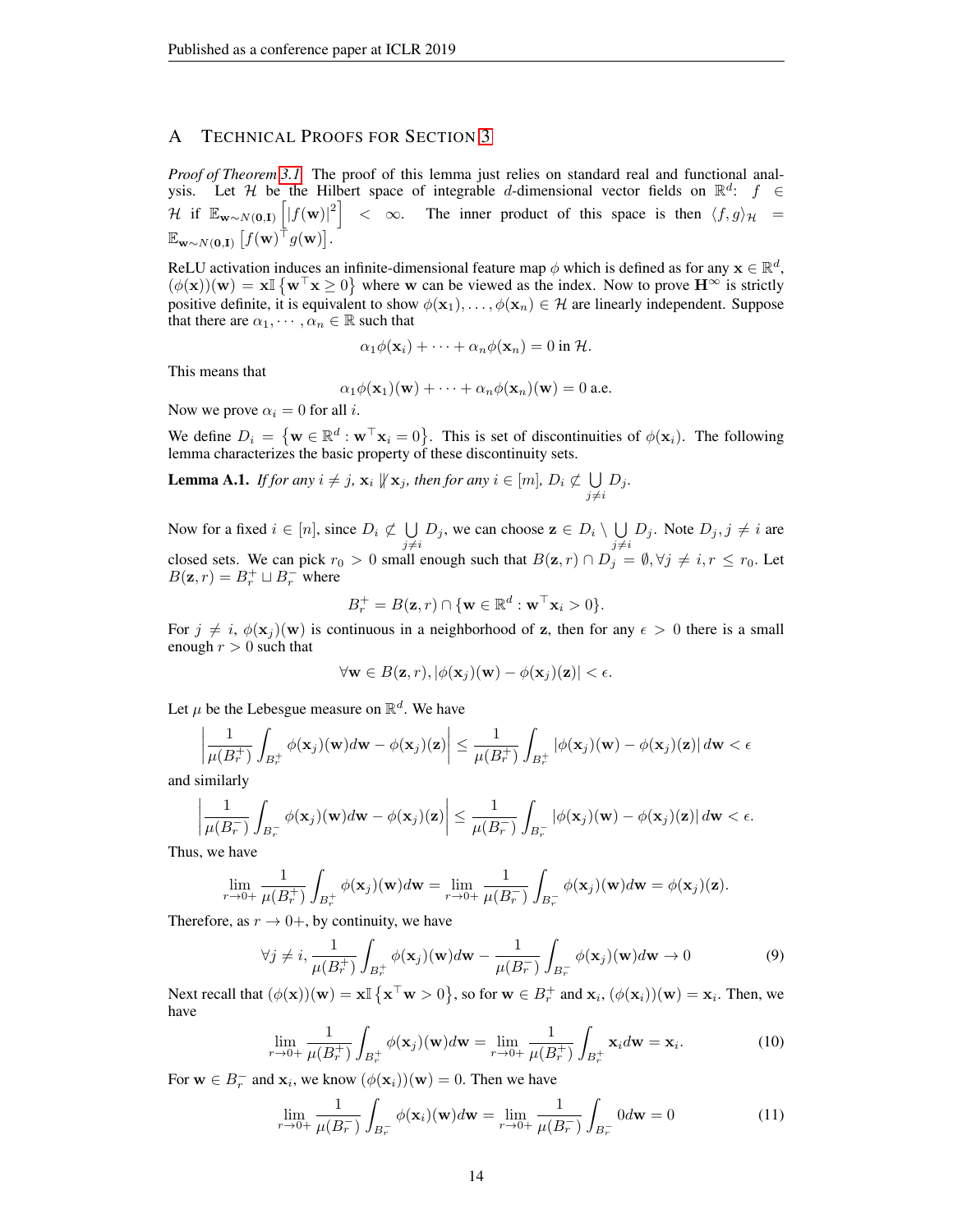# A Technical Proofs for Section 3

*Proof of Theorem 3.1.* The proof of this lemma just relies on standard real and functional analysis. Let $\mathcal{H}$ be the Hilbert space of integrable $d$-dimensional vector fields on $\mathbb{R}^d$: $f \in \mathcal{H}$ if $\mathbb{E}_{\mathbf{w}\sim N(\mathbf{0},\mathbf{I})}\left[|f(\mathbf{w})|^2\right] < \infty$. The inner product of this space is then $\langle f, g\rangle_{\mathcal{H}} = \mathbb{E}_{\mathbf{w}\sim N(\mathbf{0},\mathbf{I})}\left[f(\mathbf{w})^\top g(\mathbf{w})\right]$.

ReLU activation induces an infinite-dimensional feature map $\phi$ which is defined as for any $\mathbf{x} \in \mathbb{R}^d$, $(\phi(\mathbf{x}))(\mathbf{w}) = \mathbf{x}\mathbb{I}\left\{\mathbf{w}^\top \mathbf{x} \geq 0\right\}$ where $\mathbf{w}$ can be viewed as the index. Now to prove $\mathbf{H}^\infty$ is strictly positive definite, it is equivalent to show $\phi(\mathbf{x}_1), \ldots, \phi(\mathbf{x}_n) \in \mathcal{H}$ are linearly independent. Suppose that there are $\alpha_1, \cdots, \alpha_n \in \mathbb{R}$ such that

$$\alpha_1\phi(\mathbf{x}_i) + \cdots + \alpha_n\phi(\mathbf{x}_n) = 0 \text{ in } \mathcal{H}.$$

This means that

$$\alpha_1\phi(\mathbf{x}_1)(\mathbf{w}) + \cdots + \alpha_n\phi(\mathbf{x}_n)(\mathbf{w}) = 0 \text{ a.e.}$$

Now we prove $\alpha_i = 0$ for all $i$.

We define $D_i = \left\{\mathbf{w} \in \mathbb{R}^d : \mathbf{w}^\top \mathbf{x}_i = 0\right\}$. This is set of discontinuities of $\phi(\mathbf{x}_i)$. The following lemma characterizes the basic property of these discontinuity sets.

**Lemma A.1.** *If for any $i \neq j$, $\mathbf{x}_i \not\parallel \mathbf{x}_j$, then for any $i \in [m]$, $D_i \not\subset \bigcup\limits_{j\neq i} D_j$.*

Now for a fixed $i \in [n]$, since $D_i \not\subset \bigcup\limits_{j\neq i} D_j$, we can choose $\mathbf{z} \in D_i \setminus \bigcup\limits_{j\neq i} D_j$. Note $D_j, j \neq i$ are closed sets. We can pick $r_0 > 0$ small enough such that $B(\mathbf{z}, r) \cap D_j = \emptyset, \forall j \neq i, r \leq r_0$. Let $B(\mathbf{z}, r) = B_r^+ \sqcup B_r^-$ where

$$B_r^+ = B(\mathbf{z}, r) \cap \{\mathbf{w} \in \mathbb{R}^d : \mathbf{w}^\top \mathbf{x}_i > 0\}.$$

For $j \neq i$, $\phi(\mathbf{x}_j)(\mathbf{w})$ is continuous in a neighborhood of $\mathbf{z}$, then for any $\epsilon > 0$ there is a small enough $r > 0$ such that

$$\forall \mathbf{w} \in B(\mathbf{z}, r), |\phi(\mathbf{x}_j)(\mathbf{w}) - \phi(\mathbf{x}_j)(\mathbf{z})| < \epsilon.$$

Let $\mu$ be the Lebesgue measure on $\mathbb{R}^d$. We have

$$\left|\frac{1}{\mu(B_r^+)}\int_{B_r^+}\phi(\mathbf{x}_j)(\mathbf{w})d\mathbf{w} - \phi(\mathbf{x}_j)(\mathbf{z})\right| \leq \frac{1}{\mu(B_r^+)}\int_{B_r^+}|\phi(\mathbf{x}_j)(\mathbf{w}) - \phi(\mathbf{x}_j)(\mathbf{z})|\, d\mathbf{w} < \epsilon$$

and similarly

$$\left|\frac{1}{\mu(B_r^-)}\int_{B_r^-}\phi(\mathbf{x}_j)(\mathbf{w})d\mathbf{w} - \phi(\mathbf{x}_j)(\mathbf{z})\right| \leq \frac{1}{\mu(B_r^-)}\int_{B_r^-}|\phi(\mathbf{x}_j)(\mathbf{w}) - \phi(\mathbf{x}_j)(\mathbf{z})|\, d\mathbf{w} < \epsilon.$$

Thus, we have

$$\lim_{r\to 0+}\frac{1}{\mu(B_r^+)}\int_{B_r^+}\phi(\mathbf{x}_j)(\mathbf{w})d\mathbf{w} = \lim_{r\to 0+}\frac{1}{\mu(B_r^-)}\int_{B_r^-}\phi(\mathbf{x}_j)(\mathbf{w})d\mathbf{w} = \phi(\mathbf{x}_j)(\mathbf{z}).$$

Therefore, as $r \to 0+$, by continuity, we have

$$\forall j \neq i, \frac{1}{\mu(B_r^+)}\int_{B_r^+}\phi(\mathbf{x}_j)(\mathbf{w})d\mathbf{w} - \frac{1}{\mu(B_r^-)}\int_{B_r^-}\phi(\mathbf{x}_j)(\mathbf{w})d\mathbf{w} \to 0 \tag{9}$$

Next recall that $(\phi(\mathbf{x}))(\mathbf{w}) = \mathbf{x}\mathbb{I}\left\{\mathbf{x}^\top \mathbf{w} > 0\right\}$, so for $\mathbf{w} \in B_r^+$ and $\mathbf{x}_i$, $(\phi(\mathbf{x}_i))(\mathbf{w}) = \mathbf{x}_i$. Then, we have

$$\lim_{r\to 0+}\frac{1}{\mu(B_r^+)}\int_{B_r^+}\phi(\mathbf{x}_j)(\mathbf{w})d\mathbf{w} = \lim_{r\to 0+}\frac{1}{\mu(B_r^+)}\int_{B_r^+}\mathbf{x}_i d\mathbf{w} = \mathbf{x}_i. \tag{10}$$

For $\mathbf{w} \in B_r^-$ and $\mathbf{x}_i$, we know $(\phi(\mathbf{x}_i))(\mathbf{w}) = 0$. Then we have

$$\lim_{r\to 0+}\frac{1}{\mu(B_r^-)}\int_{B_r^-}\phi(\mathbf{x}_i)(\mathbf{w})d\mathbf{w} = \lim_{r\to 0+}\frac{1}{\mu(B_r^-)}\int_{B_r^-}0 d\mathbf{w} = 0 \tag{11}$$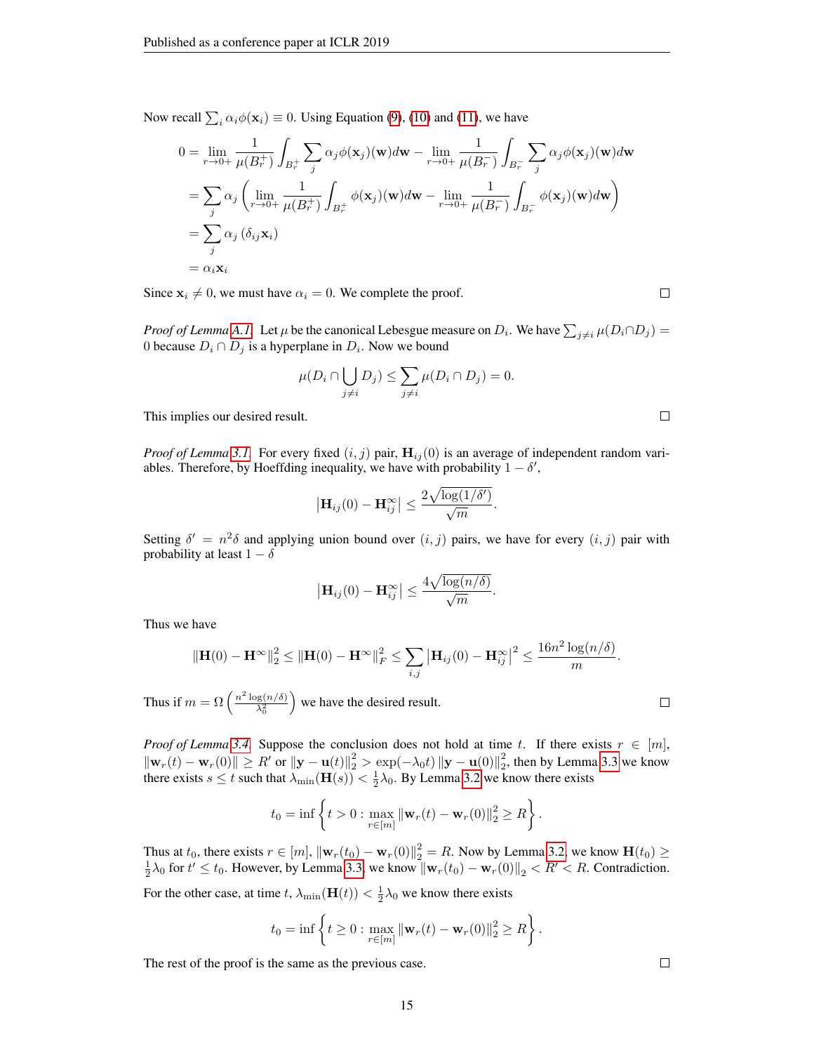Now recall $\sum_i \alpha_i \phi(\mathbf{x}_i) \equiv 0$. Using Equation (9), (10) and (11), we have

$$
\begin{aligned}
0 &= \lim_{r \to 0+} \frac{1}{\mu(B_r^+)} \int_{B_r^+} \sum_j \alpha_j \phi(\mathbf{x}_j)(\mathbf{w}) d\mathbf{w} - \lim_{r \to 0+} \frac{1}{\mu(B_r^-)} \int_{B_r^-} \sum_j \alpha_j \phi(\mathbf{x}_j)(\mathbf{w}) d\mathbf{w} \\
&= \sum_j \alpha_j \left( \lim_{r \to 0+} \frac{1}{\mu(B_r^+)} \int_{B_r^+} \phi(\mathbf{x}_j)(\mathbf{w}) d\mathbf{w} - \lim_{r \to 0+} \frac{1}{\mu(B_r^-)} \int_{B_r^-} \phi(\mathbf{x}_j)(\mathbf{w}) d\mathbf{w} \right) \\
&= \sum_j \alpha_j \left( \delta_{ij} \mathbf{x}_i \right) \\
&= \alpha_i \mathbf{x}_i
\end{aligned}
$$

Since $\mathbf{x}_i \neq 0$, we must have $\alpha_i = 0$. We complete the proof. $\square$

*Proof of Lemma A.1.* Let $\mu$ be the canonical Lebesgue measure on $D_i$. We have $\sum_{j \neq i} \mu(D_i \cap D_j) = 0$ because $D_i \cap D_j$ is a hyperplane in $D_i$. Now we bound

$$
\mu(D_i \cap \bigcup_{j \neq i} D_j) \leq \sum_{j \neq i} \mu(D_i \cap D_j) = 0.
$$

This implies our desired result. $\square$

*Proof of Lemma 3.1.* For every fixed $(i, j)$ pair, $\mathbf{H}_{ij}(0)$ is an average of independent random variables. Therefore, by Hoeffding inequality, we have with probability $1 - \delta'$,

$$
\left| \mathbf{H}_{ij}(0) - \mathbf{H}_{ij}^{\infty} \right| \leq \frac{2\sqrt{\log(1/\delta')}}{\sqrt{m}}.
$$

Setting $\delta' = n^2 \delta$ and applying union bound over $(i, j)$ pairs, we have for every $(i, j)$ pair with probability at least $1 - \delta$

$$
\left| \mathbf{H}_{ij}(0) - \mathbf{H}_{ij}^{\infty} \right| \leq \frac{4\sqrt{\log(n/\delta)}}{\sqrt{m}}.
$$

Thus we have

$$
\|\mathbf{H}(0) - \mathbf{H}^{\infty}\|_2^2 \leq \|\mathbf{H}(0) - \mathbf{H}^{\infty}\|_F^2 \leq \sum_{i,j} \left| \mathbf{H}_{ij}(0) - \mathbf{H}_{ij}^{\infty} \right|^2 \leq \frac{16 n^2 \log(n/\delta)}{m}.
$$

Thus if $m = \Omega\left(\frac{n^2 \log(n/\delta)}{\lambda_0^2}\right)$ we have the desired result. $\square$

*Proof of Lemma 3.4.* Suppose the conclusion does not hold at time $t$. If there exists $r \in [m]$, $\|\mathbf{w}_r(t) - \mathbf{w}_r(0)\| \geq R'$ or $\|\mathbf{y} - \mathbf{u}(t)\|_2^2 > \exp(-\lambda_0 t) \|\mathbf{y} - \mathbf{u}(0)\|_2^2$, then by Lemma 3.3 we know there exists $s \leq t$ such that $\lambda_{\min}(\mathbf{H}(s)) < \frac{1}{2}\lambda_0$. By Lemma 3.2 we know there exists

$$
t_0 = \inf \left\{ t > 0 : \max_{r \in [m]} \|\mathbf{w}_r(t) - \mathbf{w}_r(0)\|_2^2 \geq R \right\}.
$$

Thus at $t_0$, there exists $r \in [m]$, $\|\mathbf{w}_r(t_0) - \mathbf{w}_r(0)\|_2^2 = R$. Now by Lemma 3.2, we know $\mathbf{H}(t_0) \geq \frac{1}{2}\lambda_0$ for $t' \leq t_0$. However, by Lemma 3.3, we know $\|\mathbf{w}_r(t_0) - \mathbf{w}_r(0)\|_2 < R' < R$. Contradiction.

For the other case, at time $t$, $\lambda_{\min}(\mathbf{H}(t)) < \frac{1}{2}\lambda_0$ we know there exists

$$
t_0 = \inf \left\{ t \geq 0 : \max_{r \in [m]} \|\mathbf{w}_r(t) - \mathbf{w}_r(0)\|_2^2 \geq R \right\}.
$$

The rest of the proof is the same as the previous case. $\square$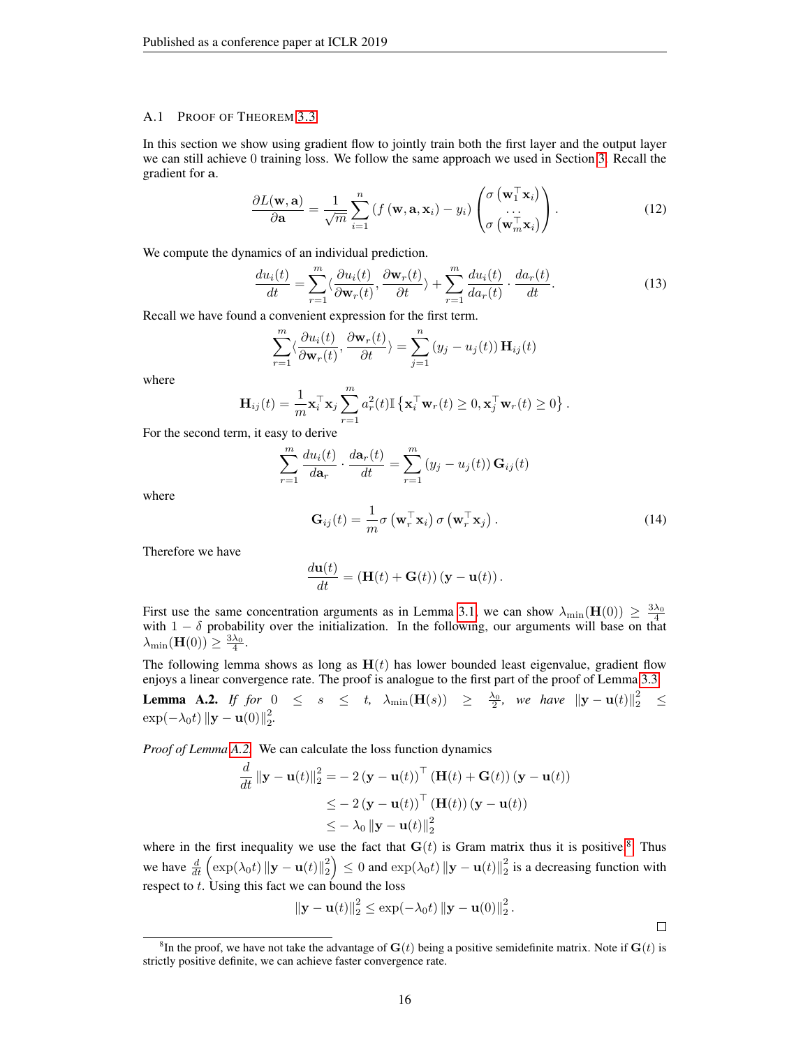## A.1 Proof of Theorem 3.3

In this section we show using gradient flow to jointly train both the first layer and the output layer we can still achieve 0 training loss. We follow the same approach we used in Section 3. Recall the gradient for $\mathbf{a}$.

$$\frac{\partial L(\mathbf{w}, \mathbf{a})}{\partial \mathbf{a}} = \frac{1}{\sqrt{m}} \sum_{i=1}^{n} \left(f\left(\mathbf{w}, \mathbf{a}, \mathbf{x}_i\right) - y_i\right) \begin{pmatrix} \sigma\left(\mathbf{w}_1^\top \mathbf{x}_i\right) \\ \dots \\ \sigma\left(\mathbf{w}_m^\top \mathbf{x}_i\right) \end{pmatrix}. \tag{12}$$

We compute the dynamics of an individual prediction.

$$\frac{du_i(t)}{dt} = \sum_{r=1}^{m} \langle \frac{\partial u_i(t)}{\partial \mathbf{w}_r(t)}, \frac{\partial \mathbf{w}_r(t)}{\partial t} \rangle + \sum_{r=1}^{m} \frac{du_i(t)}{da_r(t)} \cdot \frac{da_r(t)}{dt}. \tag{13}$$

Recall we have found a convenient expression for the first term.

$$\sum_{r=1}^{m} \langle \frac{\partial u_i(t)}{\partial \mathbf{w}_r(t)}, \frac{\partial \mathbf{w}_r(t)}{\partial t} \rangle = \sum_{j=1}^{n} \left(y_j - u_j(t)\right) \mathbf{H}_{ij}(t)$$

where

$$\mathbf{H}_{ij}(t) = \frac{1}{m} \mathbf{x}_i^\top \mathbf{x}_j \sum_{r=1}^{m} a_r^2(t) \mathbb{I}\left\{\mathbf{x}_i^\top \mathbf{w}_r(t) \geq 0, \mathbf{x}_j^\top \mathbf{w}_r(t) \geq 0\right\}.$$

For the second term, it easy to derive

$$\sum_{r=1}^{m} \frac{du_i(t)}{d\mathbf{a}_r} \cdot \frac{d\mathbf{a}_r(t)}{dt} = \sum_{r=1}^{m} \left(y_j - u_j(t)\right) \mathbf{G}_{ij}(t)$$

where

$$\mathbf{G}_{ij}(t) = \frac{1}{m} \sigma\left(\mathbf{w}_r^\top \mathbf{x}_i\right) \sigma\left(\mathbf{w}_r^\top \mathbf{x}_j\right). \tag{14}$$

Therefore we have

$$\frac{d\mathbf{u}(t)}{dt} = \left(\mathbf{H}(t) + \mathbf{G}(t)\right)\left(\mathbf{y} - \mathbf{u}(t)\right).$$

First use the same concentration arguments as in Lemma 3.1, we can show $\lambda_{\min}(\mathbf{H}(0)) \geq \frac{3\lambda_0}{4}$ with $1 - \delta$ probability over the initialization. In the following, our arguments will base on that $\lambda_{\min}(\mathbf{H}(0)) \geq \frac{3\lambda_0}{4}$.

The following lemma shows as long as $\mathbf{H}(t)$ has lower bounded least eigenvalue, gradient flow enjoys a linear convergence rate. The proof is analogue to the first part of the proof of Lemma 3.3.

**Lemma A.2.** *If for* $0 \leq s \leq t$, $\lambda_{\min}(\mathbf{H}(s)) \geq \frac{\lambda_0}{2}$, *we have* $\|\mathbf{y} - \mathbf{u}(t)\|_2^2 \leq \exp(-\lambda_0 t) \|\mathbf{y} - \mathbf{u}(0)\|_2^2$.

*Proof of Lemma A.2.* We can calculate the loss function dynamics

$$\begin{aligned}
\frac{d}{dt} \|\mathbf{y} - \mathbf{u}(t)\|_2^2 =& -2\left(\mathbf{y} - \mathbf{u}(t)\right)^\top \left(\mathbf{H}(t) + \mathbf{G}(t)\right)\left(\mathbf{y} - \mathbf{u}(t)\right) \\
\leq& -2\left(\mathbf{y} - \mathbf{u}(t)\right)^\top \left(\mathbf{H}(t)\right)\left(\mathbf{y} - \mathbf{u}(t)\right) \\
\leq& -\lambda_0 \|\mathbf{y} - \mathbf{u}(t)\|_2^2
\end{aligned}$$

where in the first inequality we use the fact that $\mathbf{G}(t)$ is Gram matrix thus it is positive.[8] Thus we have $\frac{d}{dt}\left(\exp(\lambda_0 t)\|\mathbf{y} - \mathbf{u}(t)\|_2^2\right) \leq 0$ and $\exp(\lambda_0 t)\|\mathbf{y} - \mathbf{u}(t)\|_2^2$ is a decreasing function with respect to $t$. Using this fact we can bound the loss

$$\|\mathbf{y} - \mathbf{u}(t)\|_2^2 \leq \exp(-\lambda_0 t) \|\mathbf{y} - \mathbf{u}(0)\|_2^2.$$

□

[8] In the proof, we have not take the advantage of $\mathbf{G}(t)$ being a positive semidefinite matrix. Note if $\mathbf{G}(t)$ is strictly positive definite, we can achieve faster convergence rate.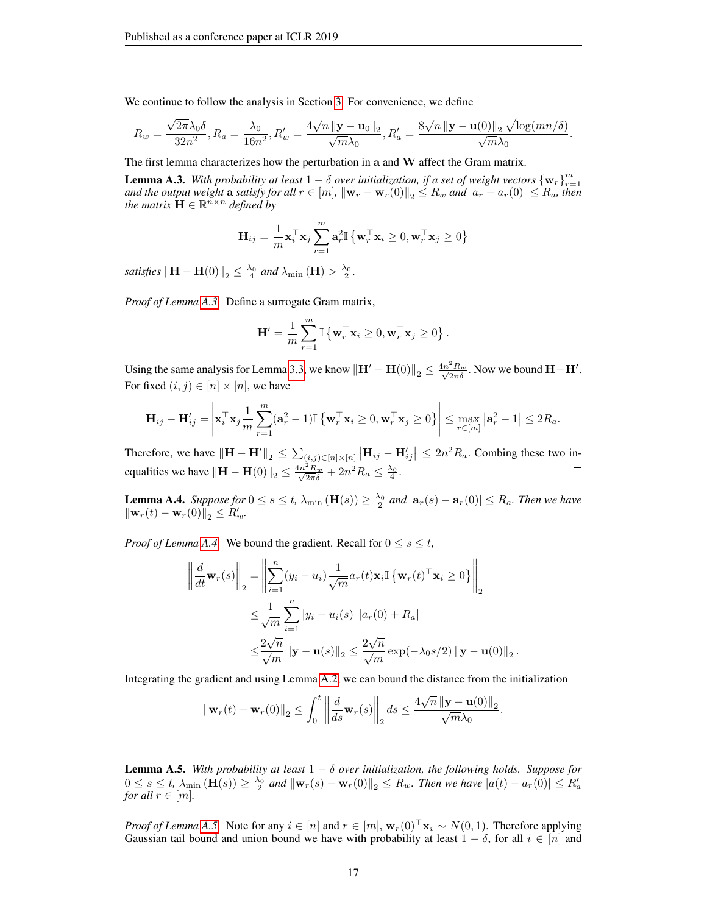We continue to follow the analysis in Section 3. For convenience, we define

$$R_w = \frac{\sqrt{2\pi}\lambda_0 \delta}{32n^2}, R_a = \frac{\lambda_0}{16n^2}, R_w' = \frac{4\sqrt{n}\left\|\mathbf{y} - \mathbf{u}_0\right\|_2}{\sqrt{m}\lambda_0}, R_a' = \frac{8\sqrt{n}\left\|\mathbf{y} - \mathbf{u}(0)\right\|_2\sqrt{\log(mn/\delta)}}{\sqrt{m}\lambda_0}.$$

The first lemma characterizes how the perturbation in $\mathbf{a}$ and $\mathbf{W}$ affect the Gram matrix.

**Lemma A.3.** *With probability at least $1-\delta$ over initialization, if a set of weight vectors $\{\mathbf{w}_r\}_{r=1}^m$ and the output weight* $\mathbf{a}$ *satisfy for all $r \in [m]$, $\left\|\mathbf{w}_r - \mathbf{w}_r(0)\right\|_2 \le R_w$ and $|a_r - a_r(0)| \le R_a$, then the matrix $\mathbf{H} \in \mathbb{R}^{n\times n}$ defined by*

$$\mathbf{H}_{ij} = \frac{1}{m}\mathbf{x}_i^\top \mathbf{x}_j \sum_{r=1}^m \mathbf{a}_r^2 \mathbb{I}\left\{\mathbf{w}_r^\top \mathbf{x}_i \ge 0, \mathbf{w}_r^\top \mathbf{x}_j \ge 0\right\}$$

*satisfies $\left\|\mathbf{H} - \mathbf{H}(0)\right\|_2 \le \frac{\lambda_0}{4}$ and $\lambda_{\min}(\mathbf{H}) > \frac{\lambda_0}{2}$.*

*Proof of Lemma A.3.* Define a surrogate Gram matrix,

$$\mathbf{H}' = \frac{1}{m}\sum_{r=1}^m \mathbb{I}\left\{\mathbf{w}_r^\top \mathbf{x}_i \ge 0, \mathbf{w}_r^\top \mathbf{x}_j \ge 0\right\}.$$

Using the same analysis for Lemma 3.3, we know $\left\|\mathbf{H}' - \mathbf{H}(0)\right\|_2 \le \frac{4n^2 R_w}{\sqrt{2\pi}\delta}$. Now we bound $\mathbf{H} - \mathbf{H}'$. For fixed $(i,j) \in [n]\times[n]$, we have

$$\mathbf{H}_{ij} - \mathbf{H}'_{ij} = \left|\mathbf{x}_i^\top \mathbf{x}_j \frac{1}{m}\sum_{r=1}^m (\mathbf{a}_r^2 - 1)\mathbb{I}\left\{\mathbf{w}_r^\top \mathbf{x}_i \ge 0, \mathbf{w}_r^\top \mathbf{x}_j \ge 0\right\}\right| \le \max_{r\in[m]} \left|\mathbf{a}_r^2 - 1\right| \le 2R_a.$$

Therefore, we have $\left\|\mathbf{H} - \mathbf{H}'\right\|_2 \le \sum_{(i,j)\in[n]\times[n]} \left|\mathbf{H}_{ij} - \mathbf{H}'_{ij}\right| \le 2n^2 R_a$. Combing these two inequalities we have $\left\|\mathbf{H} - \mathbf{H}(0)\right\|_2 \le \frac{4n^2 R_w}{\sqrt{2\pi}\delta} + 2n^2 R_a \le \frac{\lambda_0}{4}$. $\square$

**Lemma A.4.** *Suppose for $0 \le s \le t$, $\lambda_{\min}(\mathbf{H}(s)) \ge \frac{\lambda_0}{2}$ and $|\mathbf{a}_r(s) - \mathbf{a}_r(0)| \le R_a$. Then we have $\left\|\mathbf{w}_r(t) - \mathbf{w}_r(0)\right\|_2 \le R_w'$.*

*Proof of Lemma A.4.* We bound the gradient. Recall for $0 \le s \le t$,

$$\begin{aligned}
\left\|\frac{d}{dt}\mathbf{w}_r(s)\right\|_2 &= \left\|\sum_{i=1}^n (y_i - u_i)\frac{1}{\sqrt{m}} a_r(t)\mathbf{x}_i \mathbb{I}\left\{\mathbf{w}_r(t)^\top \mathbf{x}_i \ge 0\right\}\right\|_2 \\
&\le \frac{1}{\sqrt{m}}\sum_{i=1}^n |y_i - u_i(s)|\,|a_r(0) + R_a| \\
&\le \frac{2\sqrt{n}}{\sqrt{m}}\left\|\mathbf{y} - \mathbf{u}(s)\right\|_2 \le \frac{2\sqrt{n}}{\sqrt{m}}\exp(-\lambda_0 s/2)\left\|\mathbf{y} - \mathbf{u}(0)\right\|_2.
\end{aligned}$$

Integrating the gradient and using Lemma A.2, we can bound the distance from the initialization

$$\left\|\mathbf{w}_r(t) - \mathbf{w}_r(0)\right\|_2 \le \int_0^t \left\|\frac{d}{ds}\mathbf{w}_r(s)\right\|_2 ds \le \frac{4\sqrt{n}\left\|\mathbf{y} - \mathbf{u}(0)\right\|_2}{\sqrt{m}\lambda_0}.$$

$\square$

**Lemma A.5.** *With probability at least $1-\delta$ over initialization, the following holds. Suppose for $0 \le s \le t$, $\lambda_{\min}(\mathbf{H}(s)) \ge \frac{\lambda_0}{2}$ and $\left\|\mathbf{w}_r(s) - \mathbf{w}_r(0)\right\|_2 \le R_w$. Then we have $|a(t) - a_r(0)| \le R_a'$ for all $r \in [m]$.*

*Proof of Lemma A.5.* Note for any $i \in [n]$ and $r \in [m]$, $\mathbf{w}_r(0)^\top \mathbf{x}_i \sim N(0,1)$. Therefore applying Gaussian tail bound and union bound we have with probability at least $1-\delta$, for all $i \in [n]$ and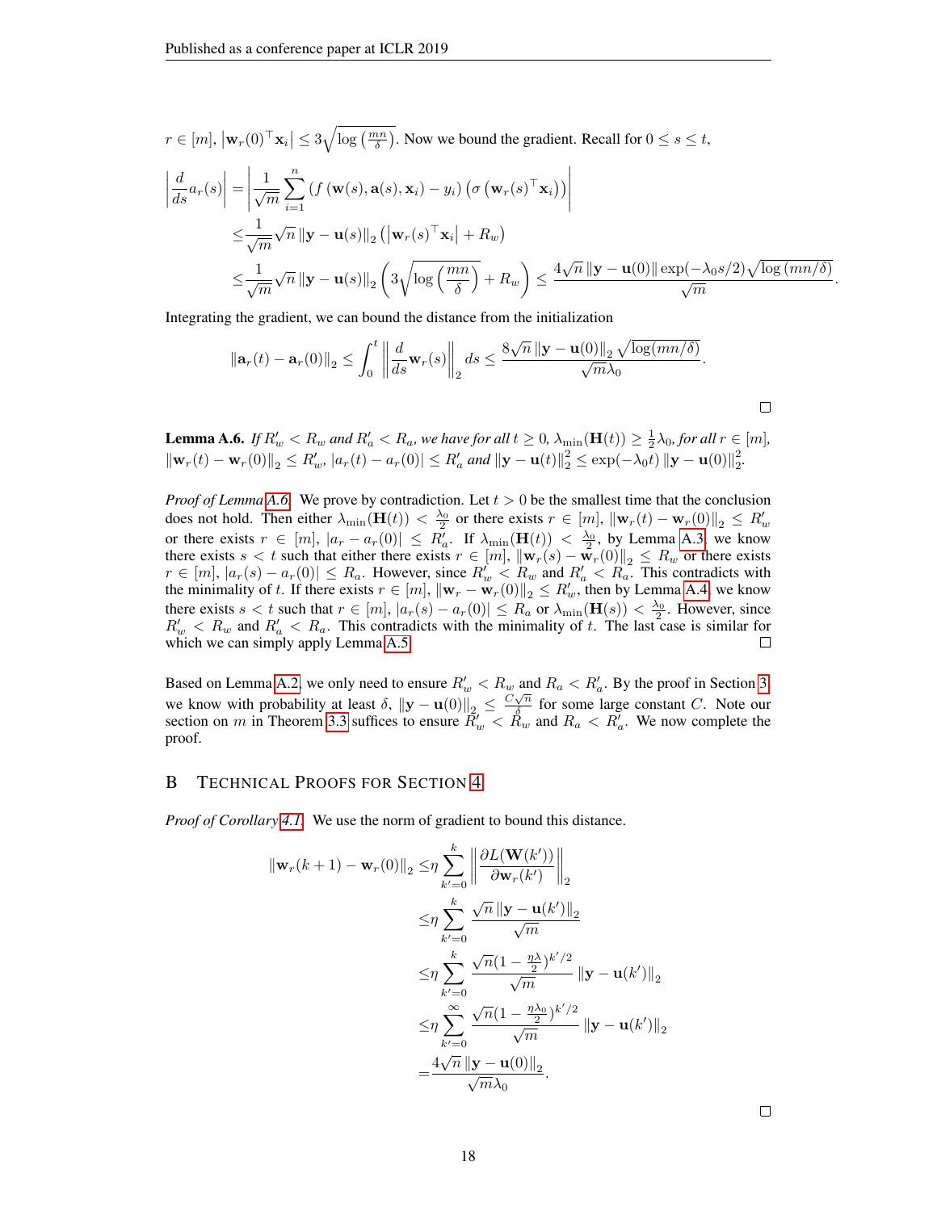$r \in [m]$, $\left|\mathbf{w}_r(0)^\top \mathbf{x}_i\right| \le 3\sqrt{\log\left(\frac{mn}{\delta}\right)}$. Now we bound the gradient. Recall for $0 \le s \le t$,

$$
\begin{aligned}
\left|\frac{d}{ds}a_r(s)\right| &= \left|\frac{1}{\sqrt{m}}\sum_{i=1}^{n}\left(f\left(\mathbf{w}(s),\mathbf{a}(s),\mathbf{x}_i\right)-y_i\right)\left(\sigma\left(\mathbf{w}_r(s)^\top\mathbf{x}_i\right)\right)\right| \\
&\le \frac{1}{\sqrt{m}}\sqrt{n}\left\|\mathbf{y}-\mathbf{u}(s)\right\|_2\left(\left|\mathbf{w}_r(s)^\top\mathbf{x}_i\right| + R_w\right) \\
&\le \frac{1}{\sqrt{m}}\sqrt{n}\left\|\mathbf{y}-\mathbf{u}(s)\right\|_2\left(3\sqrt{\log\left(\frac{mn}{\delta}\right)}+R_w\right) \le \frac{4\sqrt{n}\left\|\mathbf{y}-\mathbf{u}(0)\right\|\exp(-\lambda_0 s/2)\sqrt{\log\left(mn/\delta\right)}}{\sqrt{m}}.
\end{aligned}
$$

Integrating the gradient, we can bound the distance from the initialization

$$
\left\|\mathbf{a}_r(t)-\mathbf{a}_r(0)\right\|_2 \le \int_0^t \left\|\frac{d}{ds}\mathbf{w}_r(s)\right\|_2 ds \le \frac{8\sqrt{n}\left\|\mathbf{y}-\mathbf{u}(0)\right\|_2\sqrt{\log(mn/\delta)}}{\sqrt{m}\lambda_0}.
$$

$\square$

**Lemma A.6.** *If $R_w' < R_w$ and $R_a' < R_a$, we have for all $t \ge 0$, $\lambda_{\min}(\mathbf{H}(t)) \ge \frac{1}{2}\lambda_0$, for all $r \in [m]$, $\left\|\mathbf{w}_r(t)-\mathbf{w}_r(0)\right\|_2 \le R_w'$, $|a_r(t)-a_r(0)| \le R_a'$ and $\left\|\mathbf{y}-\mathbf{u}(t)\right\|_2^2 \le \exp(-\lambda_0 t)\left\|\mathbf{y}-\mathbf{u}(0)\right\|_2^2$.*

*Proof of Lemma A.6.* We prove by contradiction. Let $t > 0$ be the smallest time that the conclusion does not hold. Then either $\lambda_{\min}(\mathbf{H}(t)) < \frac{\lambda_0}{2}$ or there exists $r \in [m]$, $\left\|\mathbf{w}_r(t)-\mathbf{w}_r(0)\right\|_2 \le R_w'$ or there exists $r \in [m]$, $|a_r - a_r(0)| \le R_a'$. If $\lambda_{\min}(\mathbf{H}(t)) < \frac{\lambda_0}{2}$, by Lemma A.3, we know there exists $s < t$ such that either there exists $r \in [m]$, $\left\|\mathbf{w}_r(s)-\mathbf{w}_r(0)\right\|_2 \le R_w$ or there exists $r \in [m]$, $|a_r(s)-a_r(0)| \le R_a$. However, since $R_w' < R_w$ and $R_a' < R_a$. This contradicts with the minimality of $t$. If there exists $r \in [m]$, $\left\|\mathbf{w}_r - \mathbf{w}_r(0)\right\|_2 \le R_w'$, then by Lemma A.4, we know there exists $s < t$ such that $r \in [m]$, $|a_r(s)-a_r(0)| \le R_a$ or $\lambda_{\min}(\mathbf{H}(s)) < \frac{\lambda_0}{2}$. However, since $R_w' < R_w$ and $R_a' < R_a$. This contradicts with the minimality of $t$. The last case is similar for which we can simply apply Lemma A.5. $\square$

Based on Lemma A.2, we only need to ensure $R_w' < R_w$ and $R_a < R_a'$. By the proof in Section 3, we know with probability at least $\delta$, $\left\|\mathbf{y}-\mathbf{u}(0)\right\|_2 \le \frac{C\sqrt{n}}{\delta}$ for some large constant $C$. Note our section on $m$ in Theorem 3.3 suffices to ensure $R_w' < R_w$ and $R_a < R_a'$. We now complete the proof.

## B Technical Proofs for Section 4

*Proof of Corollary 4.1.* We use the norm of gradient to bound this distance.

$$
\begin{aligned}
\left\|\mathbf{w}_r(k+1)-\mathbf{w}_r(0)\right\|_2 \le& \eta\sum_{k'=0}^{k}\left\|\frac{\partial L(\mathbf{W}(k'))}{\partial \mathbf{w}_r(k')}\right\|_2 \\
\le& \eta\sum_{k'=0}^{k}\frac{\sqrt{n}\left\|\mathbf{y}-\mathbf{u}(k')\right\|_2}{\sqrt{m}} \\
\le& \eta\sum_{k'=0}^{k}\frac{\sqrt{n}(1-\frac{\eta\lambda}{2})^{k'/2}}{\sqrt{m}}\left\|\mathbf{y}-\mathbf{u}(k')\right\|_2 \\
\le& \eta\sum_{k'=0}^{\infty}\frac{\sqrt{n}(1-\frac{\eta\lambda_0}{2})^{k'/2}}{\sqrt{m}}\left\|\mathbf{y}-\mathbf{u}(k')\right\|_2 \\
=& \frac{4\sqrt{n}\left\|\mathbf{y}-\mathbf{u}(0)\right\|_2}{\sqrt{m}\lambda_0}.
\end{aligned}
$$

$\square$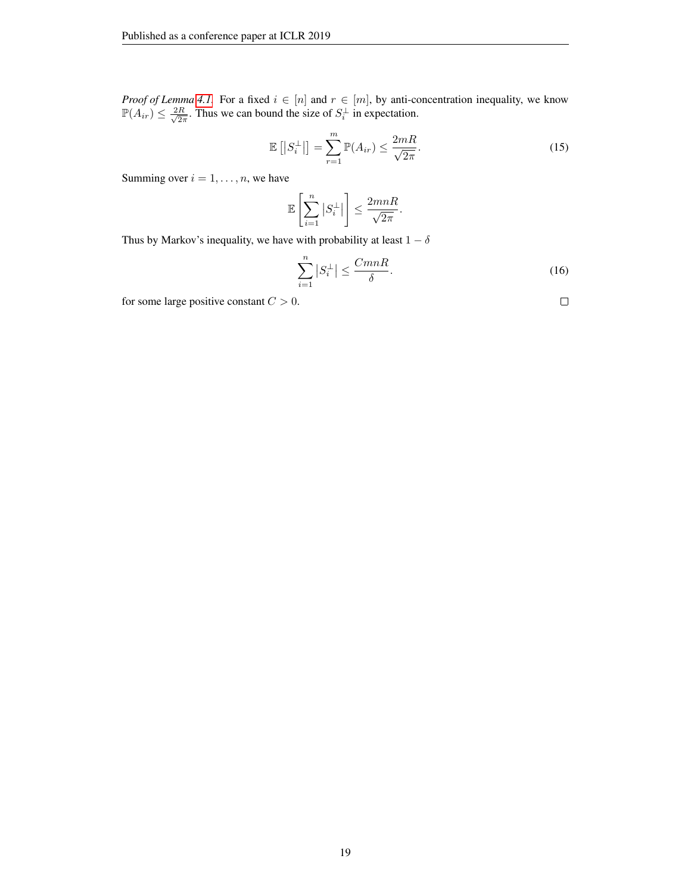*Proof of Lemma 4.1.* For a fixed $i \in [n]$ and $r \in [m]$, by anti-concentration inequality, we know $\mathbb{P}(A_{ir}) \leq \frac{2R}{\sqrt{2\pi}}$. Thus we can bound the size of $S_i^{\perp}$ in expectation.

$$
\mathbb{E}\left[\left|S_i^{\perp}\right|\right] = \sum_{r=1}^{m} \mathbb{P}(A_{ir}) \leq \frac{2mR}{\sqrt{2\pi}}. \tag{15}
$$

Summing over $i = 1, \ldots, n$, we have

$$
\mathbb{E}\left[\sum_{i=1}^{n} \left|S_i^{\perp}\right|\right] \leq \frac{2mnR}{\sqrt{2\pi}}.
$$

Thus by Markov's inequality, we have with probability at least $1 - \delta$

$$
\sum_{i=1}^{n} \left|S_i^{\perp}\right| \leq \frac{CmnR}{\delta}. \tag{16}
$$

for some large positive constant $C > 0$. $\square$